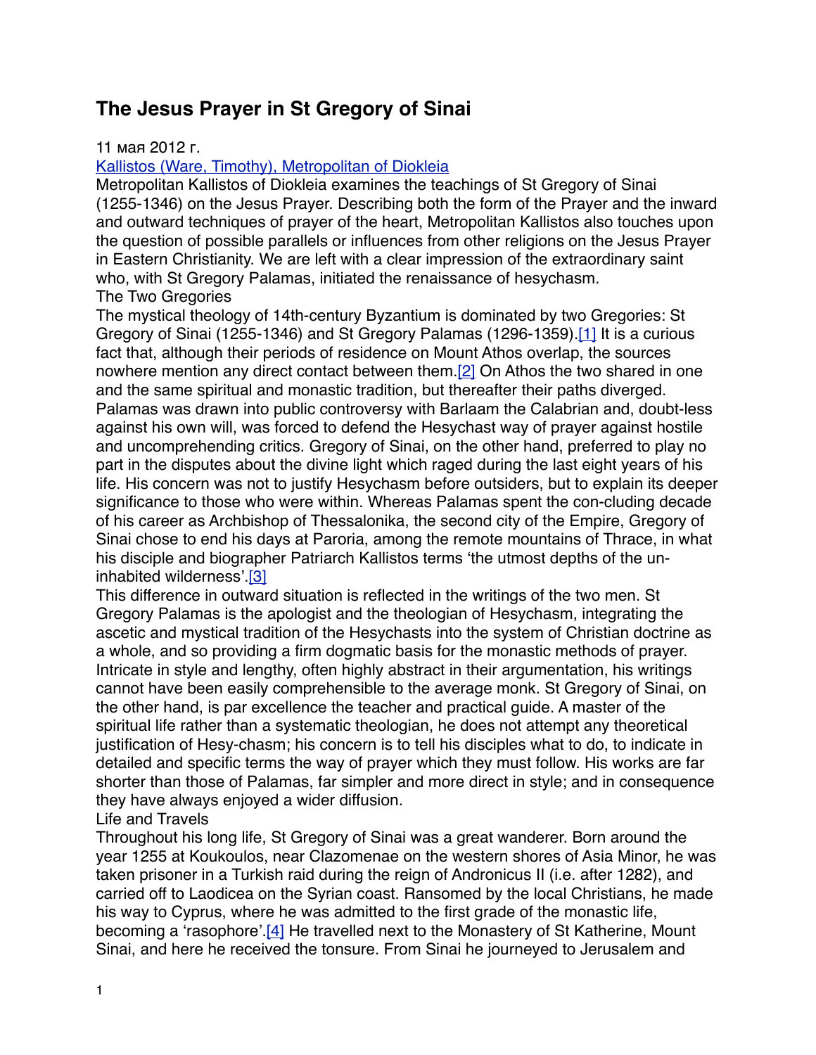# The Jesus Prayer in St Gregory of Sinai

11 мая 2012 г.

Kallistos (Ware, Timothy), Metropolitan of Diokleia

Metropolitan Kallistos of Diokleia examines the teachings of St Gregory of Sinai (1255-1346) on the Jesus Prayer. Describing both the form of the Prayer and the inward and outward techniques of prayer of the heart, Metropolitan Kallistos also touches upon the question of possible parallels or influences from other religions on the Jesus Prayer in Eastern Christianity. We are left with a clear impression of the extraordinary saint who, with St Gregory Palamas, initiated the renaissance of hesychasm.

## The Two Gregories

The mystical theology of 14th-century Byzantium is dominated by two Gregories: St Gregory of Sinai (1255-1346) and St Gregory Palamas (1296-1359).[1] It is a curious fact that, although their periods of residence on Mount Athos overlap, the sources nowhere mention any direct contact between them.[2] On Athos the two shared in one and the same spiritual and monastic tradition, but thereafter their paths diverged. Palamas was drawn into public controversy with Barlaam the Calabrian and, doubt-less against his own will, was forced to defend the Hesychast way of prayer against hostile and uncomprehending critics. Gregory of Sinai, on the other hand, preferred to play no part in the disputes about the divine light which raged during the last eight years of his life. His concern was not to justify Hesychasm before outsiders, but to explain its deeper significance to those who were within. Whereas Palamas spent the con-cluding decade of his career as Archbishop of Thessalonika, the second city of the Empire, Gregory of Sinai chose to end his days at Paroria, among the remote mountains of Thrace, in what his disciple and biographer Patriarch Kallistos terms 'the utmost depths of the un-inhabited wilderness'.[3]

This difference in outward situation is reflected in the writings of the two men. St Gregory Palamas is the apologist and the theologian of Hesychasm, integrating the ascetic and mystical tradition of the Hesychasts into the system of Christian doctrine as a whole, and so providing a firm dogmatic basis for the monastic methods of prayer. Intricate in style and lengthy, often highly abstract in their argumentation, his writings cannot have been easily comprehensible to the average monk. St Gregory of Sinai, on the other hand, is par excellence the teacher and practical guide. A master of the spiritual life rather than a systematic theologian, he does not attempt any theoretical justification of Hesy-chasm; his concern is to tell his disciples what to do, to indicate in detailed and specific terms the way of prayer which they must follow. His works are far shorter than those of Palamas, far simpler and more direct in style; and in consequence they have always enjoyed a wider diffusion.

## Life and Travels

Throughout his long life, St Gregory of Sinai was a great wanderer. Born around the year 1255 at Koukoulos, near Clazomenae on the western shores of Asia Minor, he was taken prisoner in a Turkish raid during the reign of Andronicus II (i.e. after 1282), and carried off to Laodicea on the Syrian coast. Ransomed by the local Christians, he made his way to Cyprus, where he was admitted to the first grade of the monastic life, becoming a 'rasophore'.[4] He travelled next to the Monastery of St Katherine, Mount Sinai, and here he received the tonsure. From Sinai he journeyed to Jerusalem and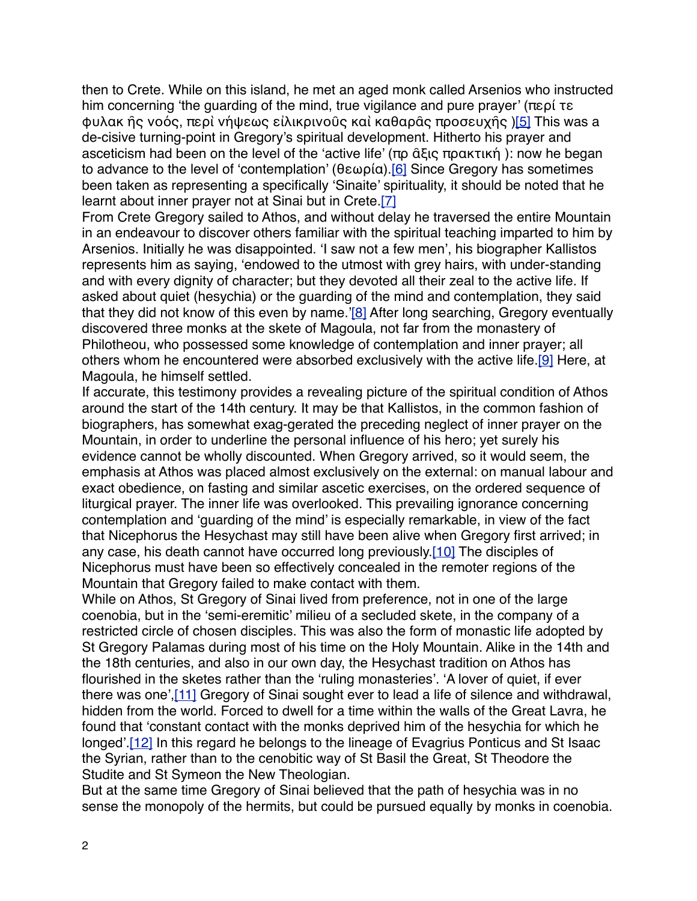then to Crete. While on this island, he met an aged monk called Arsenios who instructed him concerning 'the guarding of the mind, true vigilance and pure prayer' (περί τε φυλακ ῆς νοός, περὶ νήψεως εἰλικρινοῦς καὶ καθαρᾶς προσευχῆς )[5] This was a de-cisive turning-point in Gregory's spiritual development. Hitherto his prayer and asceticism had been on the level of the 'active life' (πρ ᾶξις πρακτική ): now he began to advance to the level of 'contemplation' (θεωρία).[6] Since Gregory has sometimes been taken as representing a specifically 'Sinaite' spirituality, it should be noted that he learnt about inner prayer not at Sinai but in Crete.[7]

From Crete Gregory sailed to Athos, and without delay he traversed the entire Mountain in an endeavour to discover others familiar with the spiritual teaching imparted to him by Arsenios. Initially he was disappointed. 'I saw not a few men', his biographer Kallistos represents him as saying, 'endowed to the utmost with grey hairs, with under-standing and with every dignity of character; but they devoted all their zeal to the active life. If asked about quiet (hesychia) or the guarding of the mind and contemplation, they said that they did not know of this even by name.'[8] After long searching, Gregory eventually discovered three monks at the skete of Magoula, not far from the monastery of Philotheou, who possessed some knowledge of contemplation and inner prayer; all others whom he encountered were absorbed exclusively with the active life.[9] Here, at Magoula, he himself settled.

If accurate, this testimony provides a revealing picture of the spiritual condition of Athos around the start of the 14th century. It may be that Kallistos, in the common fashion of biographers, has somewhat exag-gerated the preceding neglect of inner prayer on the Mountain, in order to underline the personal influence of his hero; yet surely his evidence cannot be wholly discounted. When Gregory arrived, so it would seem, the emphasis at Athos was placed almost exclusively on the external: on manual labour and exact obedience, on fasting and similar ascetic exercises, on the ordered sequence of liturgical prayer. The inner life was overlooked. This prevailing ignorance concerning contemplation and 'guarding of the mind' is especially remarkable, in view of the fact that Nicephorus the Hesychast may still have been alive when Gregory first arrived; in any case, his death cannot have occurred long previously.[10] The disciples of Nicephorus must have been so effectively concealed in the remoter regions of the Mountain that Gregory failed to make contact with them.

While on Athos, St Gregory of Sinai lived from preference, not in one of the large coenobia, but in the 'semi-eremitic' milieu of a secluded skete, in the company of a restricted circle of chosen disciples. This was also the form of monastic life adopted by St Gregory Palamas during most of his time on the Holy Mountain. Alike in the 14th and the 18th centuries, and also in our own day, the Hesychast tradition on Athos has flourished in the sketes rather than the 'ruling monasteries'. 'A lover of quiet, if ever there was one',[11] Gregory of Sinai sought ever to lead a life of silence and withdrawal, hidden from the world. Forced to dwell for a time within the walls of the Great Lavra, he found that 'constant contact with the monks deprived him of the hesychia for which he longed'.[12] In this regard he belongs to the lineage of Evagrius Ponticus and St Isaac the Syrian, rather than to the cenobitic way of St Basil the Great, St Theodore the Studite and St Symeon the New Theologian.

But at the same time Gregory of Sinai believed that the path of hesychia was in no sense the monopoly of the hermits, but could be pursued equally by monks in coenobia.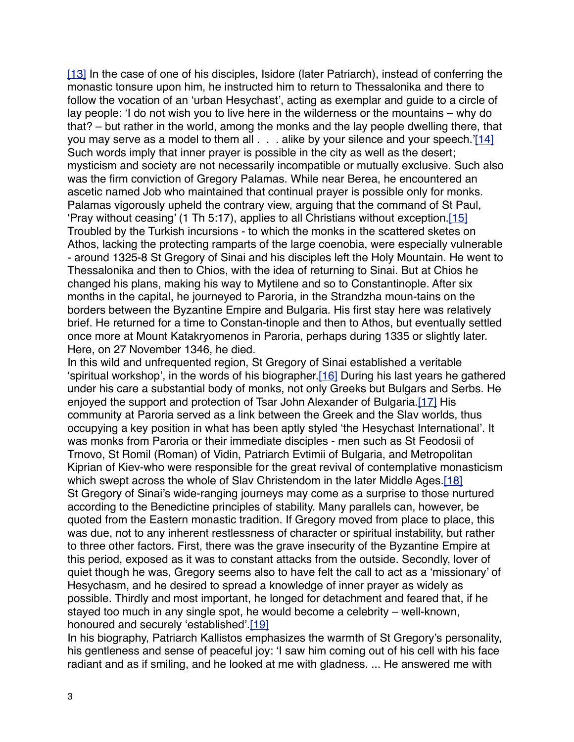[13] In the case of one of his disciples, Isidore (later Patriarch), instead of conferring the monastic tonsure upon him, he instructed him to return to Thessalonika and there to follow the vocation of an 'urban Hesychast', acting as exemplar and guide to a circle of lay people: 'I do not wish you to live here in the wilderness or the mountains – why do that? – but rather in the world, among the monks and the lay people dwelling there, that you may serve as a model to them all . . . alike by your silence and your speech.'[14] Such words imply that inner prayer is possible in the city as well as the desert; mysticism and society are not necessarily incompatible or mutually exclusive. Such also was the firm conviction of Gregory Palamas. While near Berea, he encountered an ascetic named Job who maintained that continual prayer is possible only for monks. Palamas vigorously upheld the contrary view, arguing that the command of St Paul, 'Pray without ceasing' (1 Th 5:17), applies to all Christians without exception.[15]

Troubled by the Turkish incursions - to which the monks in the scattered sketes on Athos, lacking the protecting ramparts of the large coenobia, were especially vulnerable - around 1325-8 St Gregory of Sinai and his disciples left the Holy Mountain. He went to Thessalonika and then to Chios, with the idea of returning to Sinai. But at Chios he changed his plans, making his way to Mytilene and so to Constantinople. After six months in the capital, he journeyed to Paroria, in the Strandzha moun-tains on the borders between the Byzantine Empire and Bulgaria. His first stay here was relatively brief. He returned for a time to Constan-tinople and then to Athos, but eventually settled once more at Mount Katakryomenos in Paroria, perhaps during 1335 or slightly later. Here, on 27 November 1346, he died.

In this wild and unfrequented region, St Gregory of Sinai established a veritable 'spiritual workshop', in the words of his biographer.[16] During his last years he gathered under his care a substantial body of monks, not only Greeks but Bulgars and Serbs. He enjoyed the support and protection of Tsar John Alexander of Bulgaria.[17] His community at Paroria served as a link between the Greek and the Slav worlds, thus occupying a key position in what has been aptly styled 'the Hesychast International'. It was monks from Paroria or their immediate disciples - men such as St Feodosii of Trnovo, St Romil (Roman) of Vidin, Patriarch Evtimii of Bulgaria, and Metropolitan Kiprian of Kiev-who were responsible for the great revival of contemplative monasticism which swept across the whole of Slav Christendom in the later Middle Ages.[18]

St Gregory of Sinai's wide-ranging journeys may come as a surprise to those nurtured according to the Benedictine principles of stability. Many parallels can, however, be quoted from the Eastern monastic tradition. If Gregory moved from place to place, this was due, not to any inherent restlessness of character or spiritual instability, but rather to three other factors. First, there was the grave insecurity of the Byzantine Empire at this period, exposed as it was to constant attacks from the outside. Secondly, lover of quiet though he was, Gregory seems also to have felt the call to act as a 'missionary' of Hesychasm, and he desired to spread a knowledge of inner prayer as widely as possible. Thirdly and most important, he longed for detachment and feared that, if he stayed too much in any single spot, he would become a celebrity – well-known, honoured and securely 'established'.[19]

In his biography, Patriarch Kallistos emphasizes the warmth of St Gregory's personality, his gentleness and sense of peaceful joy: 'I saw him coming out of his cell with his face radiant and as if smiling, and he looked at me with gladness. ... He answered me with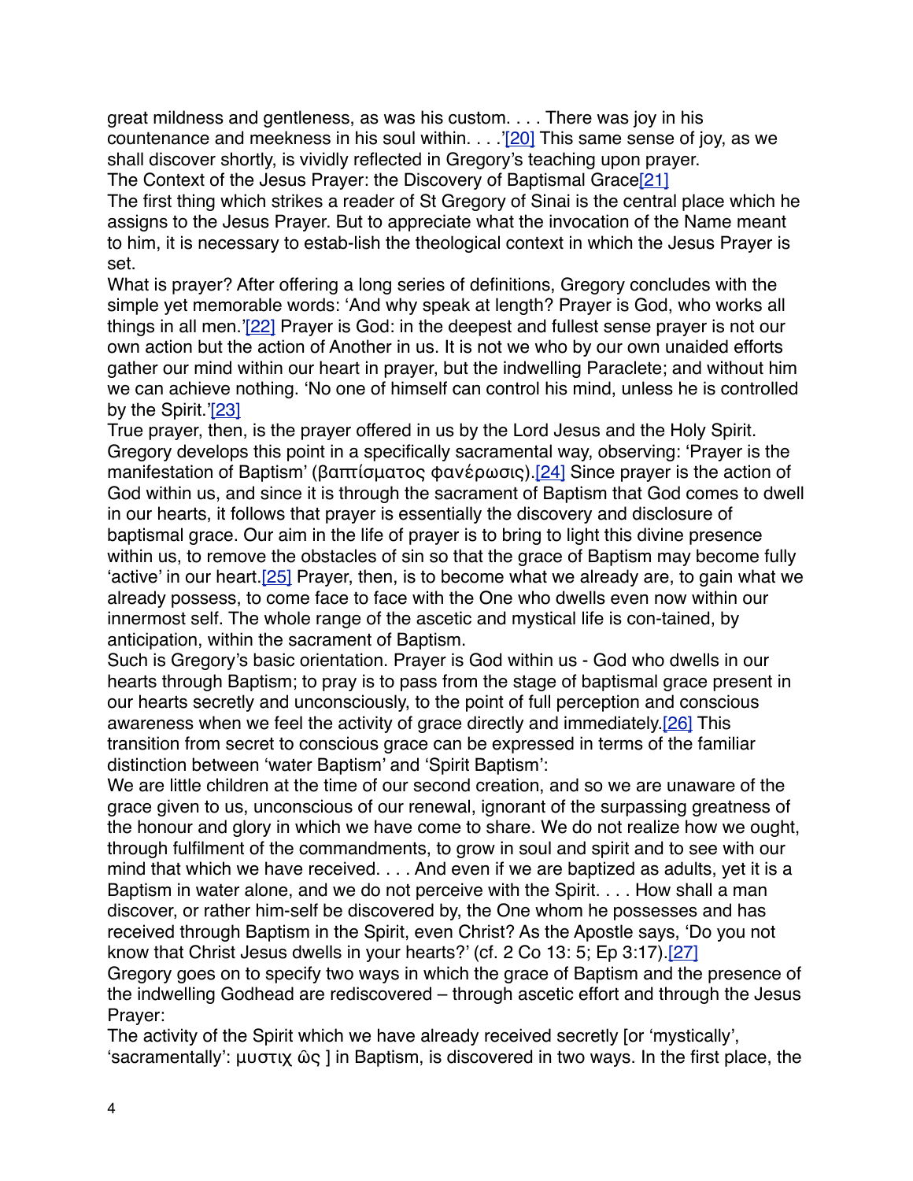great mildness and gentleness, as was his custom. . . . There was joy in his countenance and meekness in his soul within. . . .'[20] This same sense of joy, as we shall discover shortly, is vividly reflected in Gregory's teaching upon prayer.

## The Context of the Jesus Prayer: the Discovery of Baptismal Grace[21]

The first thing which strikes a reader of St Gregory of Sinai is the central place which he assigns to the Jesus Prayer. But to appreciate what the invocation of the Name meant to him, it is necessary to estab-lish the theological context in which the Jesus Prayer is set.

What is prayer? After offering a long series of definitions, Gregory concludes with the simple yet memorable words: 'And why speak at length? Prayer is God, who works all things in all men.'[22] Prayer is God: in the deepest and fullest sense prayer is not our own action but the action of Another in us. It is not we who by our own unaided efforts gather our mind within our heart in prayer, but the indwelling Paraclete; and without him we can achieve nothing. 'No one of himself can control his mind, unless he is controlled by the Spirit.'[23]

True prayer, then, is the prayer offered in us by the Lord Jesus and the Holy Spirit. Gregory develops this point in a specifically sacramental way, observing: 'Prayer is the manifestation of Baptism' (βαπτίσματος φανέρωσις).[24] Since prayer is the action of God within us, and since it is through the sacrament of Baptism that God comes to dwell in our hearts, it follows that prayer is essentially the discovery and disclosure of baptismal grace. Our aim in the life of prayer is to bring to light this divine presence within us, to remove the obstacles of sin so that the grace of Baptism may become fully 'active' in our heart.[25] Prayer, then, is to become what we already are, to gain what we already possess, to come face to face with the One who dwells even now within our innermost self. The whole range of the ascetic and mystical life is con-tained, by anticipation, within the sacrament of Baptism.

Such is Gregory's basic orientation. Prayer is God within us - God who dwells in our hearts through Baptism; to pray is to pass from the stage of baptismal grace present in our hearts secretly and unconsciously, to the point of full perception and conscious awareness when we feel the activity of grace directly and immediately.[26] This transition from secret to conscious grace can be expressed in terms of the familiar distinction between 'water Baptism' and 'Spirit Baptism':

We are little children at the time of our second creation, and so we are unaware of the grace given to us, unconscious of our renewal, ignorant of the surpassing greatness of the honour and glory in which we have come to share. We do not realize how we ought, through fulfilment of the commandments, to grow in soul and spirit and to see with our mind that which we have received. . . . And even if we are baptized as adults, yet it is a Baptism in water alone, and we do not perceive with the Spirit. . . . How shall a man discover, or rather him-self be discovered by, the One whom he possesses and has received through Baptism in the Spirit, even Christ? As the Apostle says, 'Do you not know that Christ Jesus dwells in your hearts?' (cf. 2 Co 13: 5; Ep 3:17).[27]

Gregory goes on to specify two ways in which the grace of Baptism and the presence of the indwelling Godhead are rediscovered – through ascetic effort and through the Jesus Prayer:

The activity of the Spirit which we have already received secretly [or 'mystically', 'sacramentally': μυστιχ ῶς ] in Baptism, is discovered in two ways. In the first place, the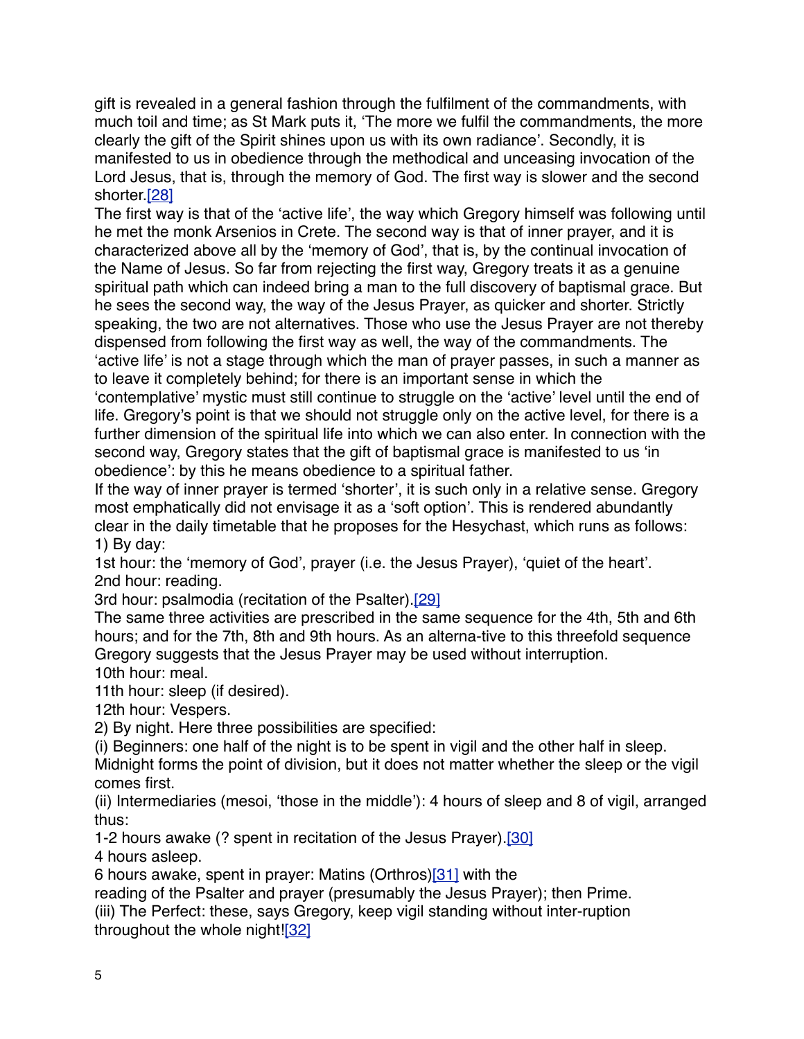gift is revealed in a general fashion through the fulfilment of the commandments, with much toil and time; as St Mark puts it, 'The more we fulfil the commandments, the more clearly the gift of the Spirit shines upon us with its own radiance'. Secondly, it is manifested to us in obedience through the methodical and unceasing invocation of the Lord Jesus, that is, through the memory of God. The first way is slower and the second shorter.[28]

The first way is that of the 'active life', the way which Gregory himself was following until he met the monk Arsenios in Crete. The second way is that of inner prayer, and it is characterized above all by the 'memory of God', that is, by the continual invocation of the Name of Jesus. So far from rejecting the first way, Gregory treats it as a genuine spiritual path which can indeed bring a man to the full discovery of baptismal grace. But he sees the second way, the way of the Jesus Prayer, as quicker and shorter. Strictly speaking, the two are not alternatives. Those who use the Jesus Prayer are not thereby dispensed from following the first way as well, the way of the commandments. The 'active life' is not a stage through which the man of prayer passes, in such a manner as to leave it completely behind; for there is an important sense in which the 'contemplative' mystic must still continue to struggle on the 'active' level until the end of life. Gregory's point is that we should not struggle only on the active level, for there is a further dimension of the spiritual life into which we can also enter. In connection with the second way, Gregory states that the gift of baptismal grace is manifested to us 'in obedience': by this he means obedience to a spiritual father.

If the way of inner prayer is termed 'shorter', it is such only in a relative sense. Gregory most emphatically did not envisage it as a 'soft option'. This is rendered abundantly clear in the daily timetable that he proposes for the Hesychast, which runs as follows:

1) By day:

1st hour: the 'memory of God', prayer (i.e. the Jesus Prayer), 'quiet of the heart'.
2nd hour: reading.
3rd hour: psalmodia (recitation of the Psalter).[29]

The same three activities are prescribed in the same sequence for the 4th, 5th and 6th hours; and for the 7th, 8th and 9th hours. As an alterna-tive to this threefold sequence Gregory suggests that the Jesus Prayer may be used without interruption.

10th hour: meal.
11th hour: sleep (if desired).
12th hour: Vespers.

2) By night. Here three possibilities are specified:

(i) Beginners: one half of the night is to be spent in vigil and the other half in sleep. Midnight forms the point of division, but it does not matter whether the sleep or the vigil comes first.

(ii) Intermediaries (mesoi, 'those in the middle'): 4 hours of sleep and 8 of vigil, arranged thus:

1-2 hours awake (? spent in recitation of the Jesus Prayer).[30]
4 hours asleep.
6 hours awake, spent in prayer: Matins (Orthros)[31] with the reading of the Psalter and prayer (presumably the Jesus Prayer); then Prime.

(iii) The Perfect: these, says Gregory, keep vigil standing without inter-ruption throughout the whole night![32]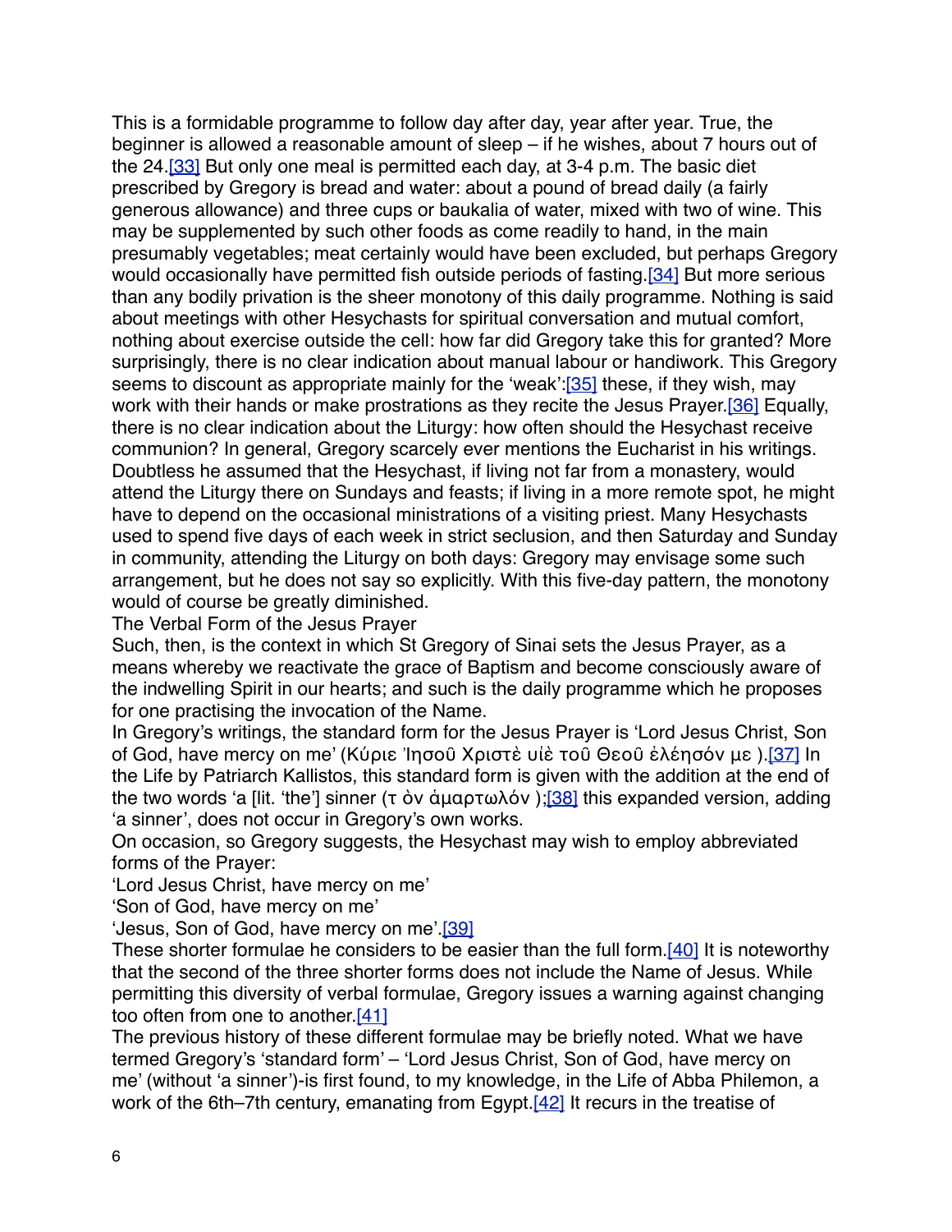This is a formidable programme to follow day after day, year after year. True, the beginner is allowed a reasonable amount of sleep – if he wishes, about 7 hours out of the 24.[33] But only one meal is permitted each day, at 3-4 p.m. The basic diet prescribed by Gregory is bread and water: about a pound of bread daily (a fairly generous allowance) and three cups or baukalia of water, mixed with two of wine. This may be supplemented by such other foods as come readily to hand, in the main presumably vegetables; meat certainly would have been excluded, but perhaps Gregory would occasionally have permitted fish outside periods of fasting.[34] But more serious than any bodily privation is the sheer monotony of this daily programme. Nothing is said about meetings with other Hesychasts for spiritual conversation and mutual comfort, nothing about exercise outside the cell: how far did Gregory take this for granted? More surprisingly, there is no clear indication about manual labour or handiwork. This Gregory seems to discount as appropriate mainly for the 'weak':[35] these, if they wish, may work with their hands or make prostrations as they recite the Jesus Prayer.[36] Equally, there is no clear indication about the Liturgy: how often should the Hesychast receive communion? In general, Gregory scarcely ever mentions the Eucharist in his writings. Doubtless he assumed that the Hesychast, if living not far from a monastery, would attend the Liturgy there on Sundays and feasts; if living in a more remote spot, he might have to depend on the occasional ministrations of a visiting priest. Many Hesychasts used to spend five days of each week in strict seclusion, and then Saturday and Sunday in community, attending the Liturgy on both days: Gregory may envisage some such arrangement, but he does not say so explicitly. With this five-day pattern, the monotony would of course be greatly diminished.

## The Verbal Form of the Jesus Prayer

Such, then, is the context in which St Gregory of Sinai sets the Jesus Prayer, as a means whereby we reactivate the grace of Baptism and become consciously aware of the indwelling Spirit in our hearts; and such is the daily programme which he proposes for one practising the invocation of the Name.

In Gregory's writings, the standard form for the Jesus Prayer is 'Lord Jesus Christ, Son of God, have mercy on me' (Κύριε Ἰησοῦ Χριστὲ υἱὲ τοῦ Θεοῦ ἐλέησόν με ).[37] In the Life by Patriarch Kallistos, this standard form is given with the addition at the end of the two words 'a [lit. 'the'] sinner (τ ὸν ἁμαρτωλόν );[38] this expanded version, adding 'a sinner', does not occur in Gregory's own works.

On occasion, so Gregory suggests, the Hesychast may wish to employ abbreviated forms of the Prayer:

'Lord Jesus Christ, have mercy on me'

'Son of God, have mercy on me'

'Jesus, Son of God, have mercy on me'.[39]

These shorter formulae he considers to be easier than the full form.[40] It is noteworthy that the second of the three shorter forms does not include the Name of Jesus. While permitting this diversity of verbal formulae, Gregory issues a warning against changing too often from one to another.[41]

The previous history of these different formulae may be briefly noted. What we have termed Gregory's 'standard form' – 'Lord Jesus Christ, Son of God, have mercy on me' (without 'a sinner')-is first found, to my knowledge, in the Life of Abba Philemon, a work of the 6th–7th century, emanating from Egypt.[42] It recurs in the treatise of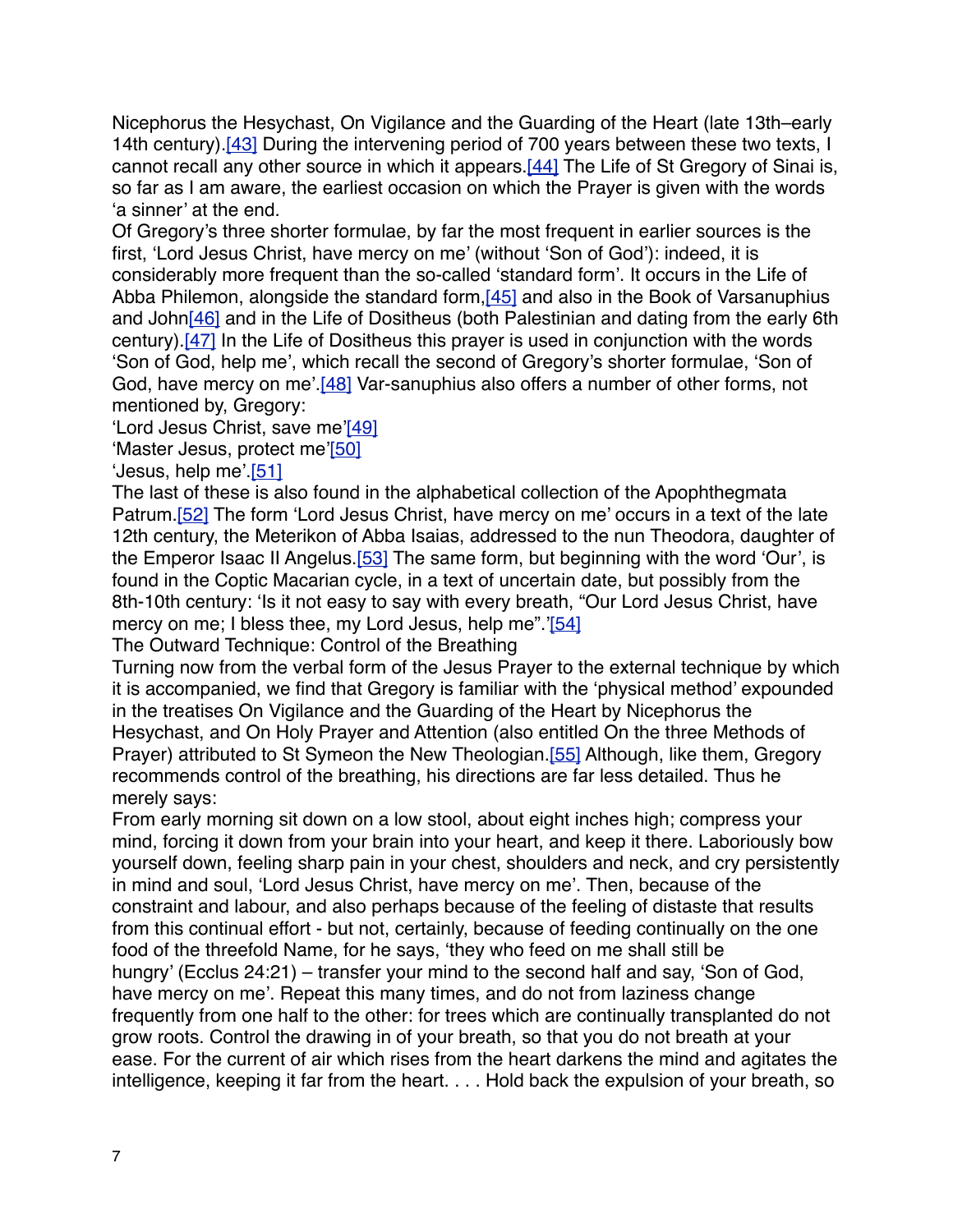Nicephorus the Hesychast, On Vigilance and the Guarding of the Heart (late 13th–early 14th century).[43] During the intervening period of 700 years between these two texts, I cannot recall any other source in which it appears.[44] The Life of St Gregory of Sinai is, so far as I am aware, the earliest occasion on which the Prayer is given with the words 'a sinner' at the end.

Of Gregory's three shorter formulae, by far the most frequent in earlier sources is the first, 'Lord Jesus Christ, have mercy on me' (without 'Son of God'): indeed, it is considerably more frequent than the so-called 'standard form'. It occurs in the Life of Abba Philemon, alongside the standard form,[45] and also in the Book of Varsanuphius and John[46] and in the Life of Dositheus (both Palestinian and dating from the early 6th century).[47] In the Life of Dositheus this prayer is used in conjunction with the words 'Son of God, help me', which recall the second of Gregory's shorter formulae, 'Son of God, have mercy on me'.[48] Var-sanuphius also offers a number of other forms, not mentioned by, Gregory:

'Lord Jesus Christ, save me'[49]

'Master Jesus, protect me'[50]

'Jesus, help me'.[51]

The last of these is also found in the alphabetical collection of the Apophthegmata Patrum.[52] The form 'Lord Jesus Christ, have mercy on me' occurs in a text of the late 12th century, the Meterikon of Abba Isaias, addressed to the nun Theodora, daughter of the Emperor Isaac II Angelus.[53] The same form, but beginning with the word 'Our', is found in the Coptic Macarian cycle, in a text of uncertain date, but possibly from the 8th-10th century: 'Is it not easy to say with every breath, "Our Lord Jesus Christ, have mercy on me; I bless thee, my Lord Jesus, help me".'[54]

## The Outward Technique: Control of the Breathing

Turning now from the verbal form of the Jesus Prayer to the external technique by which it is accompanied, we find that Gregory is familiar with the 'physical method' expounded in the treatises On Vigilance and the Guarding of the Heart by Nicephorus the Hesychast, and On Holy Prayer and Attention (also entitled On the three Methods of Prayer) attributed to St Symeon the New Theologian.[55] Although, like them, Gregory recommends control of the breathing, his directions are far less detailed. Thus he merely says:

From early morning sit down on a low stool, about eight inches high; compress your mind, forcing it down from your brain into your heart, and keep it there. Laboriously bow yourself down, feeling sharp pain in your chest, shoulders and neck, and cry persistently in mind and soul, 'Lord Jesus Christ, have mercy on me'. Then, because of the constraint and labour, and also perhaps because of the feeling of distaste that results from this continual effort - but not, certainly, because of feeding continually on the one food of the threefold Name, for he says, 'they who feed on me shall still be hungry' (Ecclus 24:21) – transfer your mind to the second half and say, 'Son of God, have mercy on me'. Repeat this many times, and do not from laziness change frequently from one half to the other: for trees which are continually transplanted do not grow roots. Control the drawing in of your breath, so that you do not breath at your ease. For the current of air which rises from the heart darkens the mind and agitates the intelligence, keeping it far from the heart. . . . Hold back the expulsion of your breath, so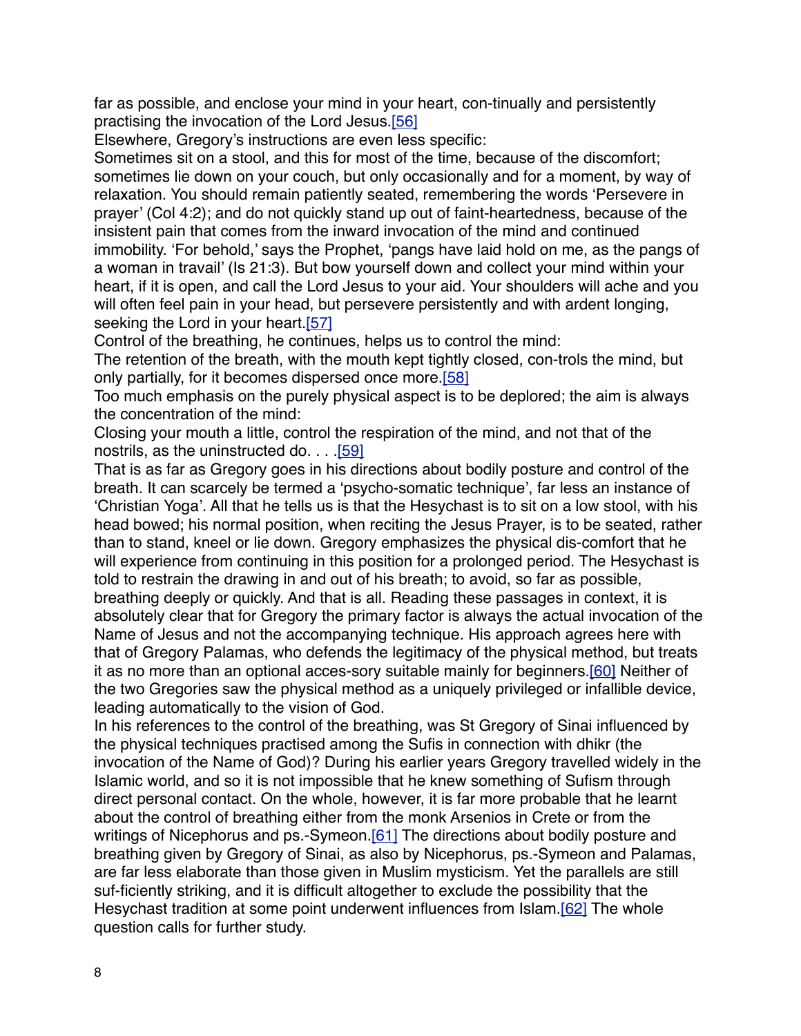far as possible, and enclose your mind in your heart, con-tinually and persistently practising the invocation of the Lord Jesus.[56]

Elsewhere, Gregory's instructions are even less specific:

Sometimes sit on a stool, and this for most of the time, because of the discomfort; sometimes lie down on your couch, but only occasionally and for a moment, by way of relaxation. You should remain patiently seated, remembering the words 'Persevere in prayer' (Col 4:2); and do not quickly stand up out of faint-heartedness, because of the insistent pain that comes from the inward invocation of the mind and continued immobility. 'For behold,' says the Prophet, 'pangs have laid hold on me, as the pangs of a woman in travail' (Is 21:3). But bow yourself down and collect your mind within your heart, if it is open, and call the Lord Jesus to your aid. Your shoulders will ache and you will often feel pain in your head, but persevere persistently and with ardent longing, seeking the Lord in your heart.[57]

Control of the breathing, he continues, helps us to control the mind:

The retention of the breath, with the mouth kept tightly closed, con-trols the mind, but only partially, for it becomes dispersed once more.[58]

Too much emphasis on the purely physical aspect is to be deplored; the aim is always the concentration of the mind:

Closing your mouth a little, control the respiration of the mind, and not that of the nostrils, as the uninstructed do. . . .[59]

That is as far as Gregory goes in his directions about bodily posture and control of the breath. It can scarcely be termed a 'psycho-somatic technique', far less an instance of 'Christian Yoga'. All that he tells us is that the Hesychast is to sit on a low stool, with his head bowed; his normal position, when reciting the Jesus Prayer, is to be seated, rather than to stand, kneel or lie down. Gregory emphasizes the physical dis-comfort that he will experience from continuing in this position for a prolonged period. The Hesychast is told to restrain the drawing in and out of his breath; to avoid, so far as possible, breathing deeply or quickly. And that is all. Reading these passages in context, it is absolutely clear that for Gregory the primary factor is always the actual invocation of the Name of Jesus and not the accompanying technique. His approach agrees here with that of Gregory Palamas, who defends the legitimacy of the physical method, but treats it as no more than an optional acces-sory suitable mainly for beginners.[60] Neither of the two Gregories saw the physical method as a uniquely privileged or infallible device, leading automatically to the vision of God.

In his references to the control of the breathing, was St Gregory of Sinai influenced by the physical techniques practised among the Sufis in connection with dhikr (the invocation of the Name of God)? During his earlier years Gregory travelled widely in the Islamic world, and so it is not impossible that he knew something of Sufism through direct personal contact. On the whole, however, it is far more probable that he learnt about the control of breathing either from the monk Arsenios in Crete or from the writings of Nicephorus and ps.-Symeon.[61] The directions about bodily posture and breathing given by Gregory of Sinai, as also by Nicephorus, ps.-Symeon and Palamas, are far less elaborate than those given in Muslim mysticism. Yet the parallels are still suf-ficiently striking, and it is difficult altogether to exclude the possibility that the Hesychast tradition at some point underwent influences from Islam.[62] The whole question calls for further study.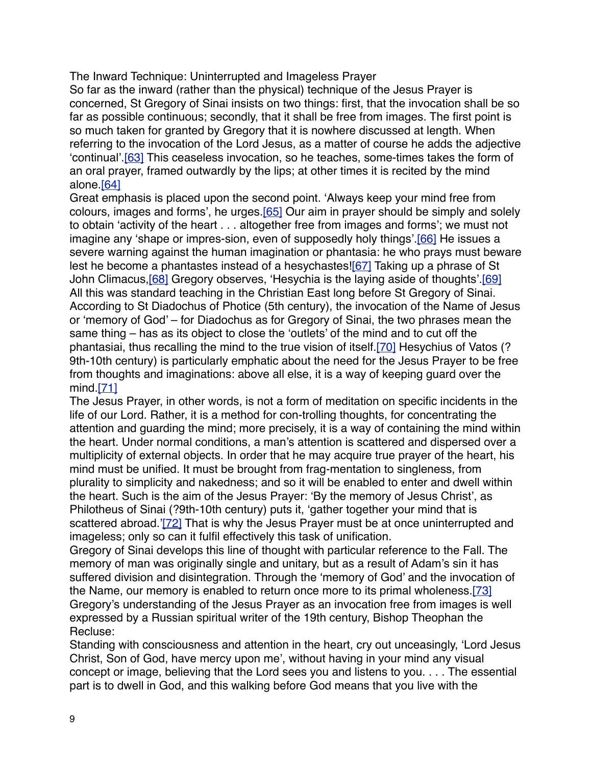## The Inward Technique: Uninterrupted and Imageless Prayer

So far as the inward (rather than the physical) technique of the Jesus Prayer is concerned, St Gregory of Sinai insists on two things: first, that the invocation shall be so far as possible continuous; secondly, that it shall be free from images. The first point is so much taken for granted by Gregory that it is nowhere discussed at length. When referring to the invocation of the Lord Jesus, as a matter of course he adds the adjective 'continual'.[63] This ceaseless invocation, so he teaches, some-times takes the form of an oral prayer, framed outwardly by the lips; at other times it is recited by the mind alone.[64]

Great emphasis is placed upon the second point. 'Always keep your mind free from colours, images and forms', he urges.[65] Our aim in prayer should be simply and solely to obtain 'activity of the heart . . . altogether free from images and forms'; we must not imagine any 'shape or impres-sion, even of supposedly holy things'.[66] He issues a severe warning against the human imagination or phantasia: he who prays must beware lest he become a phantastes instead of a hesychastes![67] Taking up a phrase of St John Climacus,[68] Gregory observes, 'Hesychia is the laying aside of thoughts'.[69]

All this was standard teaching in the Christian East long before St Gregory of Sinai. According to St Diadochus of Photice (5th century), the invocation of the Name of Jesus or 'memory of God' – for Diadochus as for Gregory of Sinai, the two phrases mean the same thing – has as its object to close the 'outlets' of the mind and to cut off the phantasiai, thus recalling the mind to the true vision of itself.[70] Hesychius of Vatos (?9th-10th century) is particularly emphatic about the need for the Jesus Prayer to be free from thoughts and imaginations: above all else, it is a way of keeping guard over the mind.[71]

The Jesus Prayer, in other words, is not a form of meditation on specific incidents in the life of our Lord. Rather, it is a method for con-trolling thoughts, for concentrating the attention and guarding the mind; more precisely, it is a way of containing the mind within the heart. Under normal conditions, a man's attention is scattered and dispersed over a multiplicity of external objects. In order that he may acquire true prayer of the heart, his mind must be unified. It must be brought from frag-mentation to singleness, from plurality to simplicity and nakedness; and so it will be enabled to enter and dwell within the heart. Such is the aim of the Jesus Prayer: 'By the memory of Jesus Christ', as Philotheus of Sinai (?9th-10th century) puts it, 'gather together your mind that is scattered abroad.'[72] That is why the Jesus Prayer must be at once uninterrupted and imageless; only so can it fulfil effectively this task of unification.

Gregory of Sinai develops this line of thought with particular reference to the Fall. The memory of man was originally single and unitary, but as a result of Adam's sin it has suffered division and disintegration. Through the 'memory of God' and the invocation of the Name, our memory is enabled to return once more to its primal wholeness.[73]

Gregory's understanding of the Jesus Prayer as an invocation free from images is well expressed by a Russian spiritual writer of the 19th century, Bishop Theophan the Recluse:

Standing with consciousness and attention in the heart, cry out unceasingly, 'Lord Jesus Christ, Son of God, have mercy upon me', without having in your mind any visual concept or image, believing that the Lord sees you and listens to you. . . . The essential part is to dwell in God, and this walking before God means that you live with the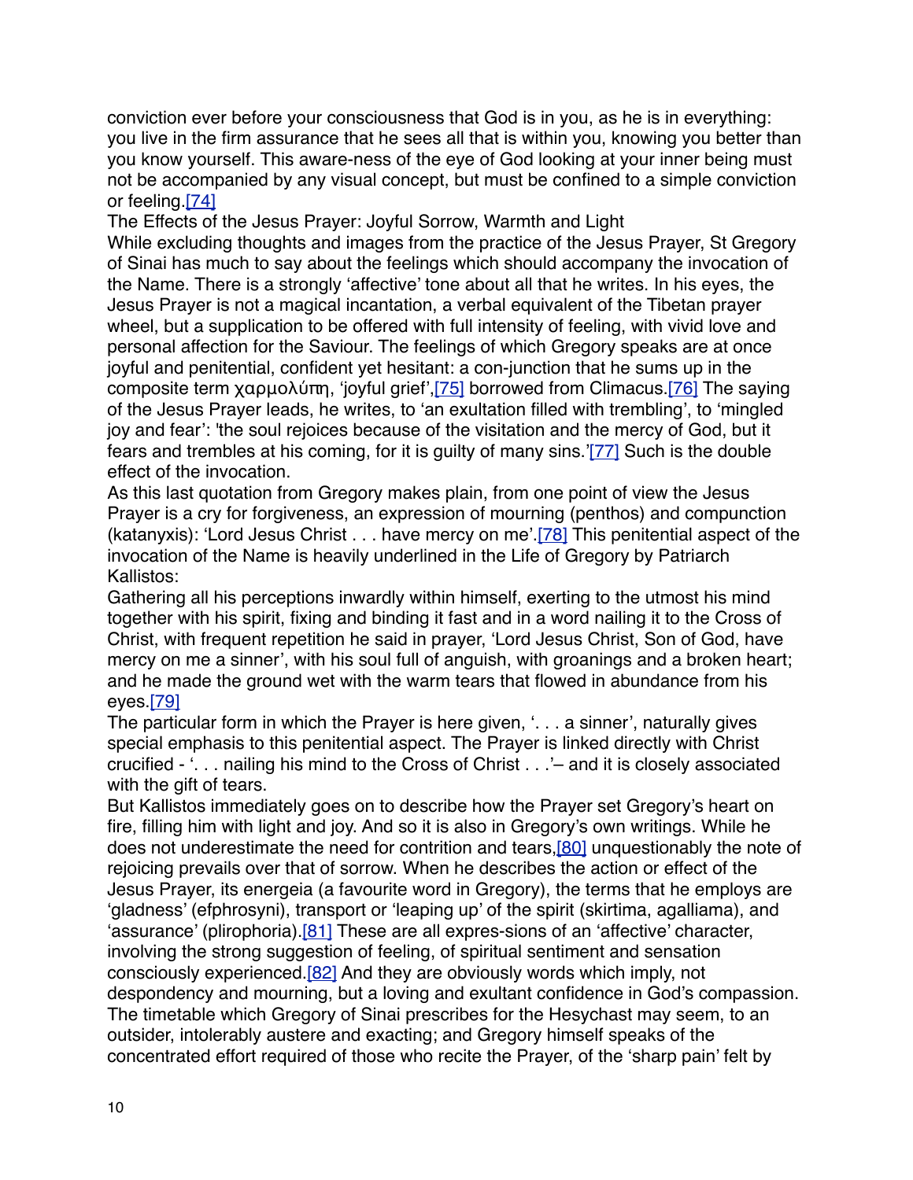conviction ever before your consciousness that God is in you, as he is in everything: you live in the firm assurance that he sees all that is within you, knowing you better than you know yourself. This aware-ness of the eye of God looking at your inner being must not be accompanied by any visual concept, but must be confined to a simple conviction or feeling.[74]

## The Effects of the Jesus Prayer: Joyful Sorrow, Warmth and Light

While excluding thoughts and images from the practice of the Jesus Prayer, St Gregory of Sinai has much to say about the feelings which should accompany the invocation of the Name. There is a strongly 'affective' tone about all that he writes. In his eyes, the Jesus Prayer is not a magical incantation, a verbal equivalent of the Tibetan prayer wheel, but a supplication to be offered with full intensity of feeling, with vivid love and personal affection for the Saviour. The feelings of which Gregory speaks are at once joyful and penitential, confident yet hesitant: a con-junction that he sums up in the composite term χαρμολύπη, 'joyful grief',[75] borrowed from Climacus.[76] The saying of the Jesus Prayer leads, he writes, to 'an exultation filled with trembling', to 'mingled joy and fear': 'the soul rejoices because of the visitation and the mercy of God, but it fears and trembles at his coming, for it is guilty of many sins.'[77] Such is the double effect of the invocation.

As this last quotation from Gregory makes plain, from one point of view the Jesus Prayer is a cry for forgiveness, an expression of mourning (penthos) and compunction (katanyxis): 'Lord Jesus Christ . . . have mercy on me'.[78] This penitential aspect of the invocation of the Name is heavily underlined in the Life of Gregory by Patriarch Kallistos:

Gathering all his perceptions inwardly within himself, exerting to the utmost his mind together with his spirit, fixing and binding it fast and in a word nailing it to the Cross of Christ, with frequent repetition he said in prayer, 'Lord Jesus Christ, Son of God, have mercy on me a sinner', with his soul full of anguish, with groanings and a broken heart; and he made the ground wet with the warm tears that flowed in abundance from his eyes.[79]

The particular form in which the Prayer is here given, '. . . a sinner', naturally gives special emphasis to this penitential aspect. The Prayer is linked directly with Christ crucified - '. . . nailing his mind to the Cross of Christ . . .'– and it is closely associated with the gift of tears.

But Kallistos immediately goes on to describe how the Prayer set Gregory's heart on fire, filling him with light and joy. And so it is also in Gregory's own writings. While he does not underestimate the need for contrition and tears,[80] unquestionably the note of rejoicing prevails over that of sorrow. When he describes the action or effect of the Jesus Prayer, its energeia (a favourite word in Gregory), the terms that he employs are 'gladness' (efphrosyni), transport or 'leaping up' of the spirit (skirtima, agalliama), and 'assurance' (plirophoria).[81] These are all expres-sions of an 'affective' character, involving the strong suggestion of feeling, of spiritual sentiment and sensation consciously experienced.[82] And they are obviously words which imply, not despondency and mourning, but a loving and exultant confidence in God's compassion.

The timetable which Gregory of Sinai prescribes for the Hesychast may seem, to an outsider, intolerably austere and exacting; and Gregory himself speaks of the concentrated effort required of those who recite the Prayer, of the 'sharp pain' felt by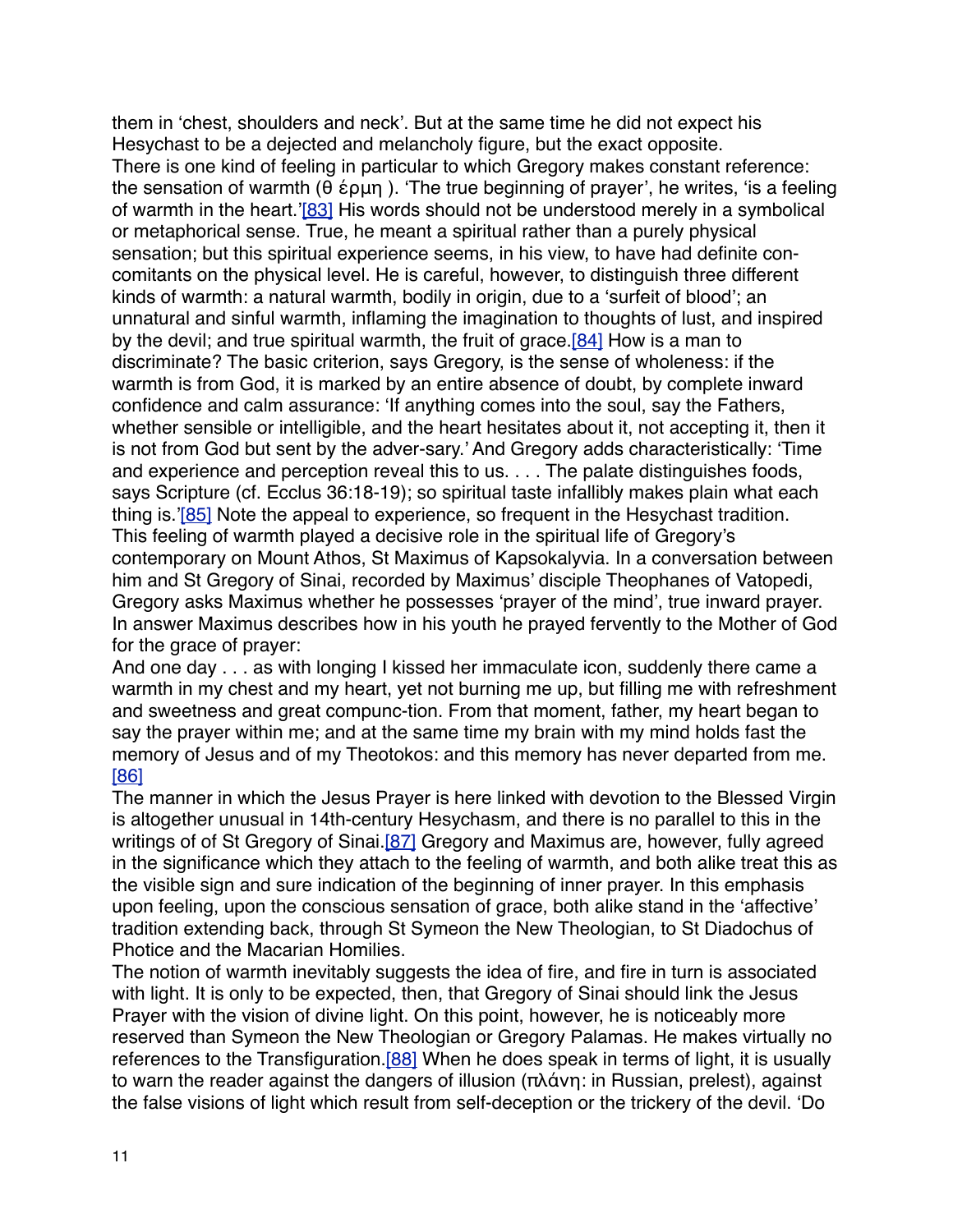them in 'chest, shoulders and neck'. But at the same time he did not expect his Hesychast to be a dejected and melancholy figure, but the exact opposite.

There is one kind of feeling in particular to which Gregory makes constant reference: the sensation of warmth (θ έρμη ). 'The true beginning of prayer', he writes, 'is a feeling of warmth in the heart.'[83] His words should not be understood merely in a symbolical or metaphorical sense. True, he meant a spiritual rather than a purely physical sensation; but this spiritual experience seems, in his view, to have had definite con-comitants on the physical level. He is careful, however, to distinguish three different kinds of warmth: a natural warmth, bodily in origin, due to a 'surfeit of blood'; an unnatural and sinful warmth, inflaming the imagination to thoughts of lust, and inspired by the devil; and true spiritual warmth, the fruit of grace.[84] How is a man to discriminate? The basic criterion, says Gregory, is the sense of wholeness: if the warmth is from God, it is marked by an entire absence of doubt, by complete inward confidence and calm assurance: 'If anything comes into the soul, say the Fathers, whether sensible or intelligible, and the heart hesitates about it, not accepting it, then it is not from God but sent by the adver-sary.' And Gregory adds characteristically: 'Time and experience and perception reveal this to us. . . . The palate distinguishes foods, says Scripture (cf. Ecclus 36:18-19); so spiritual taste infallibly makes plain what each thing is.'[85] Note the appeal to experience, so frequent in the Hesychast tradition.

This feeling of warmth played a decisive role in the spiritual life of Gregory's contemporary on Mount Athos, St Maximus of Kapsokalyvia. In a conversation between him and St Gregory of Sinai, recorded by Maximus' disciple Theophanes of Vatopedi, Gregory asks Maximus whether he possesses 'prayer of the mind', true inward prayer. In answer Maximus describes how in his youth he prayed fervently to the Mother of God for the grace of prayer:

And one day . . . as with longing I kissed her immaculate icon, suddenly there came a warmth in my chest and my heart, yet not burning me up, but filling me with refreshment and sweetness and great compunc-tion. From that moment, father, my heart began to say the prayer within me; and at the same time my brain with my mind holds fast the memory of Jesus and of my Theotokos: and this memory has never departed from me.[86]

The manner in which the Jesus Prayer is here linked with devotion to the Blessed Virgin is altogether unusual in 14th-century Hesychasm, and there is no parallel to this in the writings of of St Gregory of Sinai.[87] Gregory and Maximus are, however, fully agreed in the significance which they attach to the feeling of warmth, and both alike treat this as the visible sign and sure indication of the beginning of inner prayer. In this emphasis upon feeling, upon the conscious sensation of grace, both alike stand in the 'affective' tradition extending back, through St Symeon the New Theologian, to St Diadochus of Photice and the Macarian Homilies.

The notion of warmth inevitably suggests the idea of fire, and fire in turn is associated with light. It is only to be expected, then, that Gregory of Sinai should link the Jesus Prayer with the vision of divine light. On this point, however, he is noticeably more reserved than Symeon the New Theologian or Gregory Palamas. He makes virtually no references to the Transfiguration.[88] When he does speak in terms of light, it is usually to warn the reader against the dangers of illusion (πλάνη: in Russian, prelest), against the false visions of light which result from self-deception or the trickery of the devil. 'Do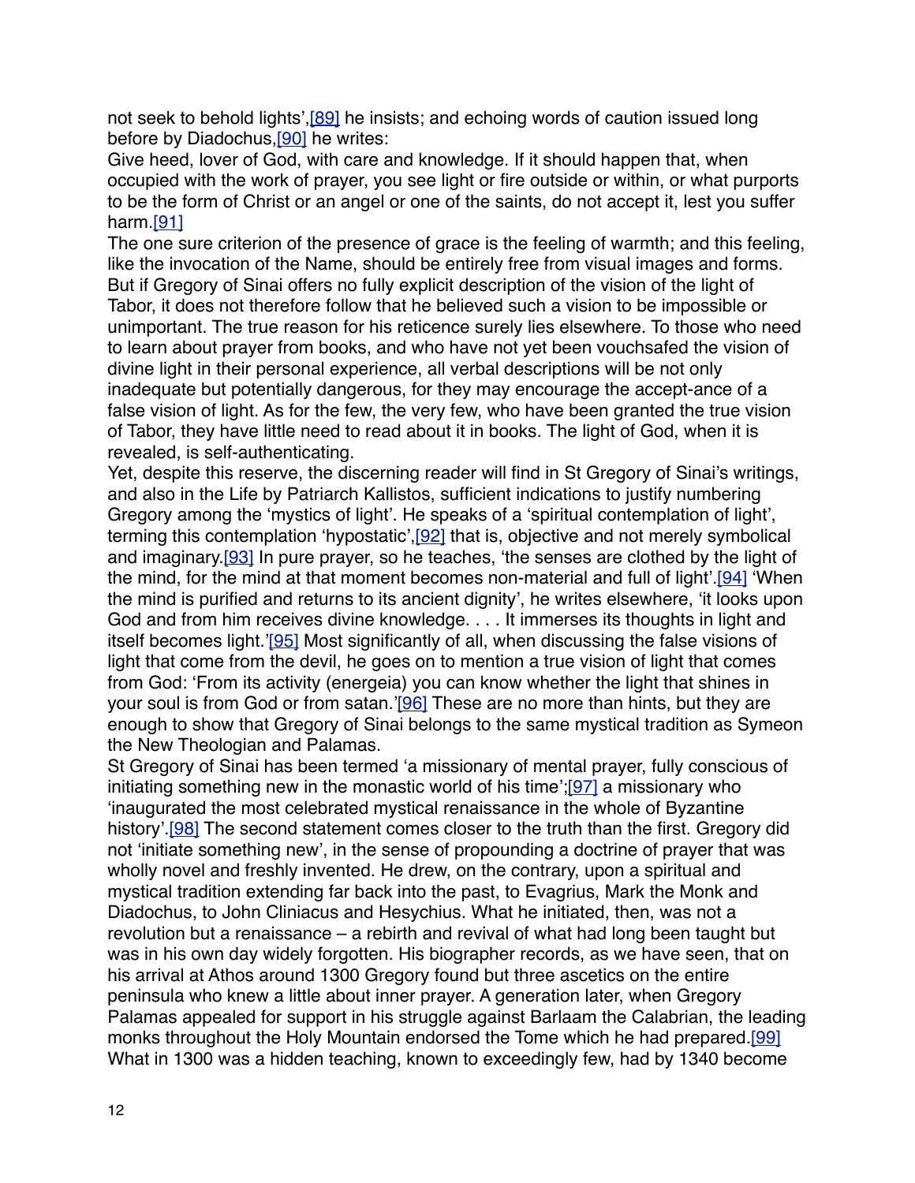not seek to behold lights',[89] he insists; and echoing words of caution issued long before by Diadochus,[90] he writes:

Give heed, lover of God, with care and knowledge. If it should happen that, when occupied with the work of prayer, you see light or fire outside or within, or what purports to be the form of Christ or an angel or one of the saints, do not accept it, lest you suffer harm.[91]

The one sure criterion of the presence of grace is the feeling of warmth; and this feeling, like the invocation of the Name, should be entirely free from visual images and forms. But if Gregory of Sinai offers no fully explicit description of the vision of the light of Tabor, it does not therefore follow that he believed such a vision to be impossible or unimportant. The true reason for his reticence surely lies elsewhere. To those who need to learn about prayer from books, and who have not yet been vouchsafed the vision of divine light in their personal experience, all verbal descriptions will be not only inadequate but potentially dangerous, for they may encourage the accept-ance of a false vision of light. As for the few, the very few, who have been granted the true vision of Tabor, they have little need to read about it in books. The light of God, when it is revealed, is self-authenticating.

Yet, despite this reserve, the discerning reader will find in St Gregory of Sinai's writings, and also in the Life by Patriarch Kallistos, sufficient indications to justify numbering Gregory among the 'mystics of light'. He speaks of a 'spiritual contemplation of light', terming this contemplation 'hypostatic',[92] that is, objective and not merely symbolical and imaginary.[93] In pure prayer, so he teaches, 'the senses are clothed by the light of the mind, for the mind at that moment becomes non-material and full of light'.[94] 'When the mind is purified and returns to its ancient dignity', he writes elsewhere, 'it looks upon God and from him receives divine knowledge. . . . It immerses its thoughts in light and itself becomes light.'[95] Most significantly of all, when discussing the false visions of light that come from the devil, he goes on to mention a true vision of light that comes from God: 'From its activity (energeia) you can know whether the light that shines in your soul is from God or from satan.'[96] These are no more than hints, but they are enough to show that Gregory of Sinai belongs to the same mystical tradition as Symeon the New Theologian and Palamas.

St Gregory of Sinai has been termed 'a missionary of mental prayer, fully conscious of initiating something new in the monastic world of his time';[97] a missionary who 'inaugurated the most celebrated mystical renaissance in the whole of Byzantine history'.[98] The second statement comes closer to the truth than the first. Gregory did not 'initiate something new', in the sense of propounding a doctrine of prayer that was wholly novel and freshly invented. He drew, on the contrary, upon a spiritual and mystical tradition extending far back into the past, to Evagrius, Mark the Monk and Diadochus, to John Cliniacus and Hesychius. What he initiated, then, was not a revolution but a renaissance – a rebirth and revival of what had long been taught but was in his own day widely forgotten. His biographer records, as we have seen, that on his arrival at Athos around 1300 Gregory found but three ascetics on the entire peninsula who knew a little about inner prayer. A generation later, when Gregory Palamas appealed for support in his struggle against Barlaam the Calabrian, the leading monks throughout the Holy Mountain endorsed the Tome which he had prepared.[99] What in 1300 was a hidden teaching, known to exceedingly few, had by 1340 become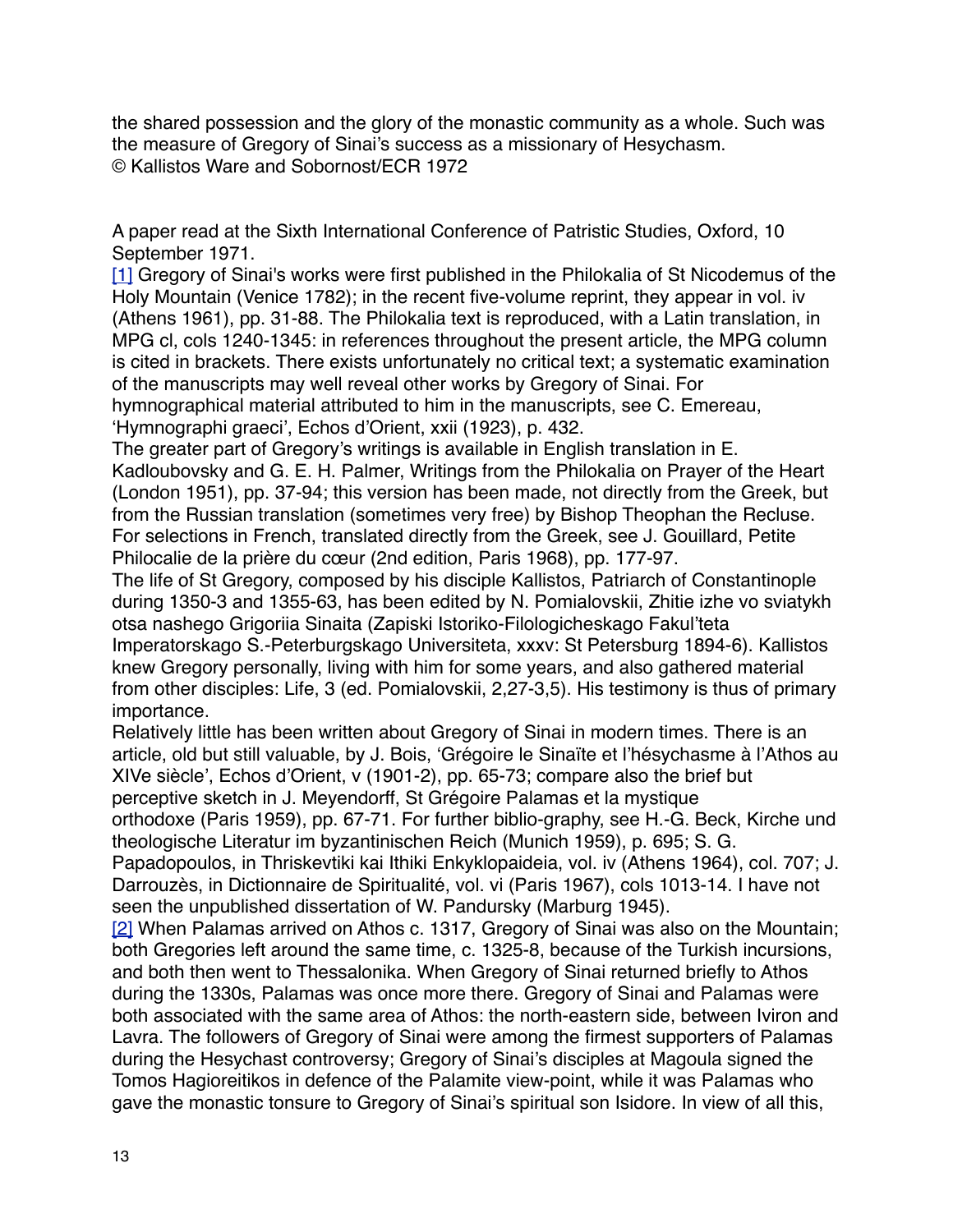the shared possession and the glory of the monastic community as a whole. Such was the measure of Gregory of Sinai's success as a missionary of Hesychasm.
© Kallistos Ware and Sobornost/ECR 1972

A paper read at the Sixth International Conference of Patristic Studies, Oxford, 10 September 1971.

[1] Gregory of Sinai's works were first published in the Philokalia of St Nicodemus of the Holy Mountain (Venice 1782); in the recent five-volume reprint, they appear in vol. iv (Athens 1961), pp. 31-88. The Philokalia text is reproduced, with a Latin translation, in MPG cl, cols 1240-1345: in references throughout the present article, the MPG column is cited in brackets. There exists unfortunately no critical text; a systematic examination of the manuscripts may well reveal other works by Gregory of Sinai. For hymnographical material attributed to him in the manuscripts, see C. Emereau, 'Hymnographi graeci', Echos d'Orient, xxii (1923), p. 432.

The greater part of Gregory's writings is available in English translation in E. Kadloubovsky and G. E. H. Palmer, Writings from the Philokalia on Prayer of the Heart (London 1951), pp. 37-94; this version has been made, not directly from the Greek, but from the Russian translation (sometimes very free) by Bishop Theophan the Recluse. For selections in French, translated directly from the Greek, see J. Gouillard, Petite Philocalie de la prière du cœur (2nd edition, Paris 1968), pp. 177-97.

The life of St Gregory, composed by his disciple Kallistos, Patriarch of Constantinople during 1350-3 and 1355-63, has been edited by N. Pomialovskii, Zhitie izhe vo sviatykh otsa nashego Grigoriia Sinaita (Zapiski Istoriko-Filologicheskago Fakul'teta Imperatorskago S.-Peterburgskago Universiteta, xxxv: St Petersburg 1894-6). Kallistos knew Gregory personally, living with him for some years, and also gathered material from other disciples: Life, 3 (ed. Pomialovskii, 2,27-3,5). His testimony is thus of primary importance.

Relatively little has been written about Gregory of Sinai in modern times. There is an article, old but still valuable, by J. Bois, 'Grégoire le Sinaïte et l'hésychasme à l'Athos au XIVe siècle', Echos d'Orient, v (1901-2), pp. 65-73; compare also the brief but perceptive sketch in J. Meyendorff, St Grégoire Palamas et la mystique orthodoxe (Paris 1959), pp. 67-71. For further biblio-graphy, see H.-G. Beck, Kirche und theologische Literatur im byzantinischen Reich (Munich 1959), p. 695; S. G. Papadopoulos, in Thriskevtiki kai Ithiki Enkyklopaideia, vol. iv (Athens 1964), col. 707; J. Darrouzès, in Dictionnaire de Spiritualité, vol. vi (Paris 1967), cols 1013-14. I have not seen the unpublished dissertation of W. Pandursky (Marburg 1945).

[2] When Palamas arrived on Athos c. 1317, Gregory of Sinai was also on the Mountain; both Gregories left around the same time, c. 1325-8, because of the Turkish incursions, and both then went to Thessalonika. When Gregory of Sinai returned briefly to Athos during the 1330s, Palamas was once more there. Gregory of Sinai and Palamas were both associated with the same area of Athos: the north-eastern side, between Iviron and Lavra. The followers of Gregory of Sinai were among the firmest supporters of Palamas during the Hesychast controversy; Gregory of Sinai's disciples at Magoula signed the Tomos Hagioreitikos in defence of the Palamite view-point, while it was Palamas who gave the monastic tonsure to Gregory of Sinai's spiritual son Isidore. In view of all this,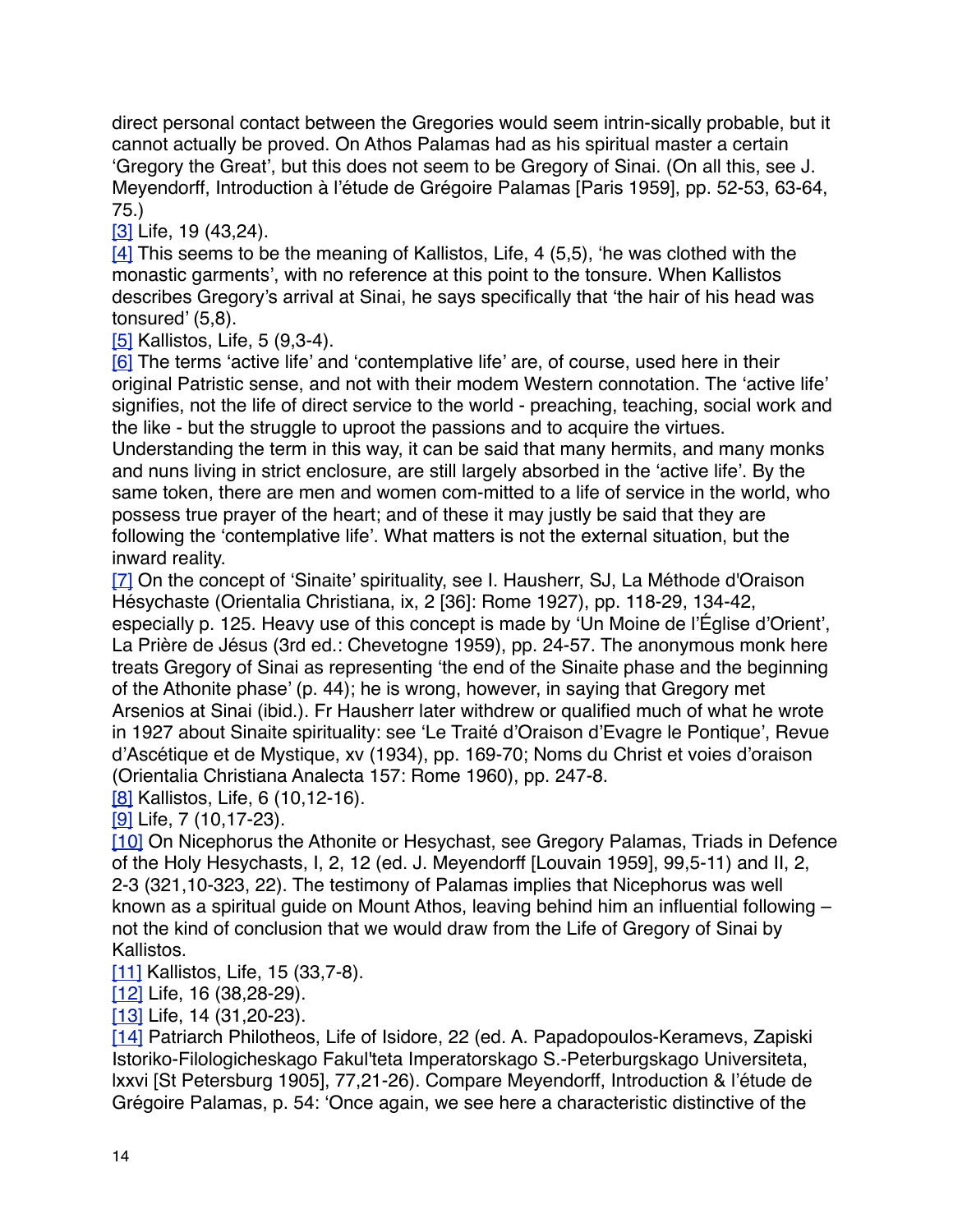direct personal contact between the Gregories would seem intrin-sically probable, but it cannot actually be proved. On Athos Palamas had as his spiritual master a certain 'Gregory the Great', but this does not seem to be Gregory of Sinai. (On all this, see J. Meyendorff, Introduction à l'étude de Grégoire Palamas [Paris 1959], pp. 52-53, 63-64, 75.)

[3] Life, 19 (43,24).

[4] This seems to be the meaning of Kallistos, Life, 4 (5,5), 'he was clothed with the monastic garments', with no reference at this point to the tonsure. When Kallistos describes Gregory's arrival at Sinai, he says specifically that 'the hair of his head was tonsured' (5,8).

[5] Kallistos, Life, 5 (9,3-4).

[6] The terms 'active life' and 'contemplative life' are, of course, used here in their original Patristic sense, and not with their modem Western connotation. The 'active life' signifies, not the life of direct service to the world - preaching, teaching, social work and the like - but the struggle to uproot the passions and to acquire the virtues. Understanding the term in this way, it can be said that many hermits, and many monks and nuns living in strict enclosure, are still largely absorbed in the 'active life'. By the same token, there are men and women com-mitted to a life of service in the world, who possess true prayer of the heart; and of these it may justly be said that they are following the 'contemplative life'. What matters is not the external situation, but the inward reality.

[7] On the concept of 'Sinaite' spirituality, see I. Hausherr, SJ, La Méthode d'Oraison Hésychaste (Orientalia Christiana, ix, 2 [36]: Rome 1927), pp. 118-29, 134-42, especially p. 125. Heavy use of this concept is made by 'Un Moine de l'Église d'Orient', La Prière de Jésus (3rd ed.: Chevetogne 1959), pp. 24-57. The anonymous monk here treats Gregory of Sinai as representing 'the end of the Sinaite phase and the beginning of the Athonite phase' (p. 44); he is wrong, however, in saying that Gregory met Arsenios at Sinai (ibid.). Fr Hausherr later withdrew or qualified much of what he wrote in 1927 about Sinaite spirituality: see 'Le Traité d'Oraison d'Evagre le Pontique', Revue d'Ascétique et de Mystique, xv (1934), pp. 169-70; Noms du Christ et voies d'oraison (Orientalia Christiana Analecta 157: Rome 1960), pp. 247-8.

[8] Kallistos, Life, 6 (10,12-16).

[9] Life, 7 (10,17-23).

[10] On Nicephorus the Athonite or Hesychast, see Gregory Palamas, Triads in Defence of the Holy Hesychasts, I, 2, 12 (ed. J. Meyendorff [Louvain 1959], 99,5-11) and II, 2, 2-3 (321,10-323, 22). The testimony of Palamas implies that Nicephorus was well known as a spiritual guide on Mount Athos, leaving behind him an influential following – not the kind of conclusion that we would draw from the Life of Gregory of Sinai by Kallistos.

[11] Kallistos, Life, 15 (33,7-8).

[12] Life, 16 (38,28-29).

[13] Life, 14 (31,20-23).

[14] Patriarch Philotheos, Life of Isidore, 22 (ed. A. Papadopoulos-Keramevs, Zapiski Istoriko-Filologicheskago Fakul'teta Imperatorskago S.-Peterburgskago Universiteta, lxxvi [St Petersburg 1905], 77,21-26). Compare Meyendorff, Introduction & l'étude de Grégoire Palamas, p. 54: 'Once again, we see here a characteristic distinctive of the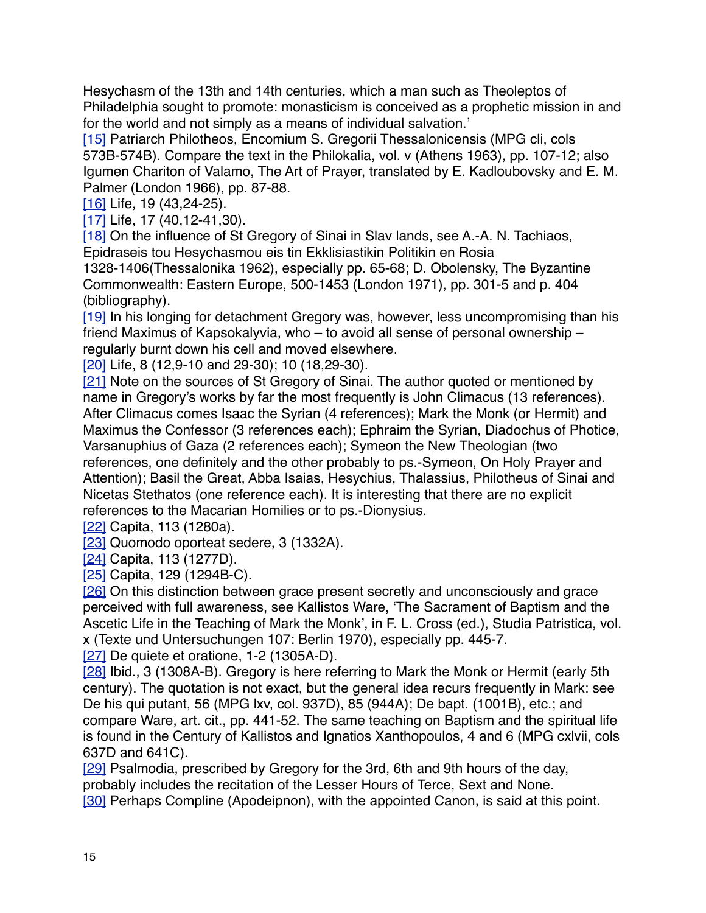Hesychasm of the 13th and 14th centuries, which a man such as Theoleptos of Philadelphia sought to promote: monasticism is conceived as a prophetic mission in and for the world and not simply as a means of individual salvation.'

[15] Patriarch Philotheos, Encomium S. Gregorii Thessalonicensis (MPG cli, cols 573B-574B). Compare the text in the Philokalia, vol. v (Athens 1963), pp. 107-12; also Igumen Chariton of Valamo, The Art of Prayer, translated by E. Kadloubovsky and E. M. Palmer (London 1966), pp. 87-88.

[16] Life, 19 (43,24-25).

[17] Life, 17 (40,12-41,30).

[18] On the influence of St Gregory of Sinai in Slav lands, see A.-A. N. Tachiaos, Epidraseis tou Hesychasmou eis tin Ekklisiastikin Politikin en Rosia 1328-1406(Thessalonika 1962), especially pp. 65-68; D. Obolensky, The Byzantine Commonwealth: Eastern Europe, 500-1453 (London 1971), pp. 301-5 and p. 404 (bibliography).

[19] In his longing for detachment Gregory was, however, less uncompromising than his friend Maximus of Kapsokalyvia, who – to avoid all sense of personal ownership – regularly burnt down his cell and moved elsewhere.

[20] Life, 8 (12,9-10 and 29-30); 10 (18,29-30).

[21] Note on the sources of St Gregory of Sinai. The author quoted or mentioned by name in Gregory's works by far the most frequently is John Climacus (13 references). After Climacus comes Isaac the Syrian (4 references); Mark the Monk (or Hermit) and Maximus the Confessor (3 references each); Ephraim the Syrian, Diadochus of Photice, Varsanuphius of Gaza (2 references each); Symeon the New Theologian (two references, one definitely and the other probably to ps.-Symeon, On Holy Prayer and Attention); Basil the Great, Abba Isaias, Hesychius, Thalassius, Philotheus of Sinai and Nicetas Stethatos (one reference each). It is interesting that there are no explicit references to the Macarian Homilies or to ps.-Dionysius.

[22] Capita, 113 (1280a).

[23] Quomodo oporteat sedere, 3 (1332A).

[24] Capita, 113 (1277D).

[25] Capita, 129 (1294B-C).

[26] On this distinction between grace present secretly and unconsciously and grace perceived with full awareness, see Kallistos Ware, 'The Sacrament of Baptism and the Ascetic Life in the Teaching of Mark the Monk', in F. L. Cross (ed.), Studia Patristica, vol. x (Texte und Untersuchungen 107: Berlin 1970), especially pp. 445-7.

[27] De quiete et oratione, 1-2 (1305A-D).

[28] Ibid., 3 (1308A-B). Gregory is here referring to Mark the Monk or Hermit (early 5th century). The quotation is not exact, but the general idea recurs frequently in Mark: see De his qui putant, 56 (MPG lxv, col. 937D), 85 (944A); De bapt. (1001B), etc.; and compare Ware, art. cit., pp. 441-52. The same teaching on Baptism and the spiritual life is found in the Century of Kallistos and Ignatios Xanthopoulos, 4 and 6 (MPG cxlvii, cols 637D and 641C).

[29] Psalmodia, prescribed by Gregory for the 3rd, 6th and 9th hours of the day, probably includes the recitation of the Lesser Hours of Terce, Sext and None.

[30] Perhaps Compline (Apodeipnon), with the appointed Canon, is said at this point.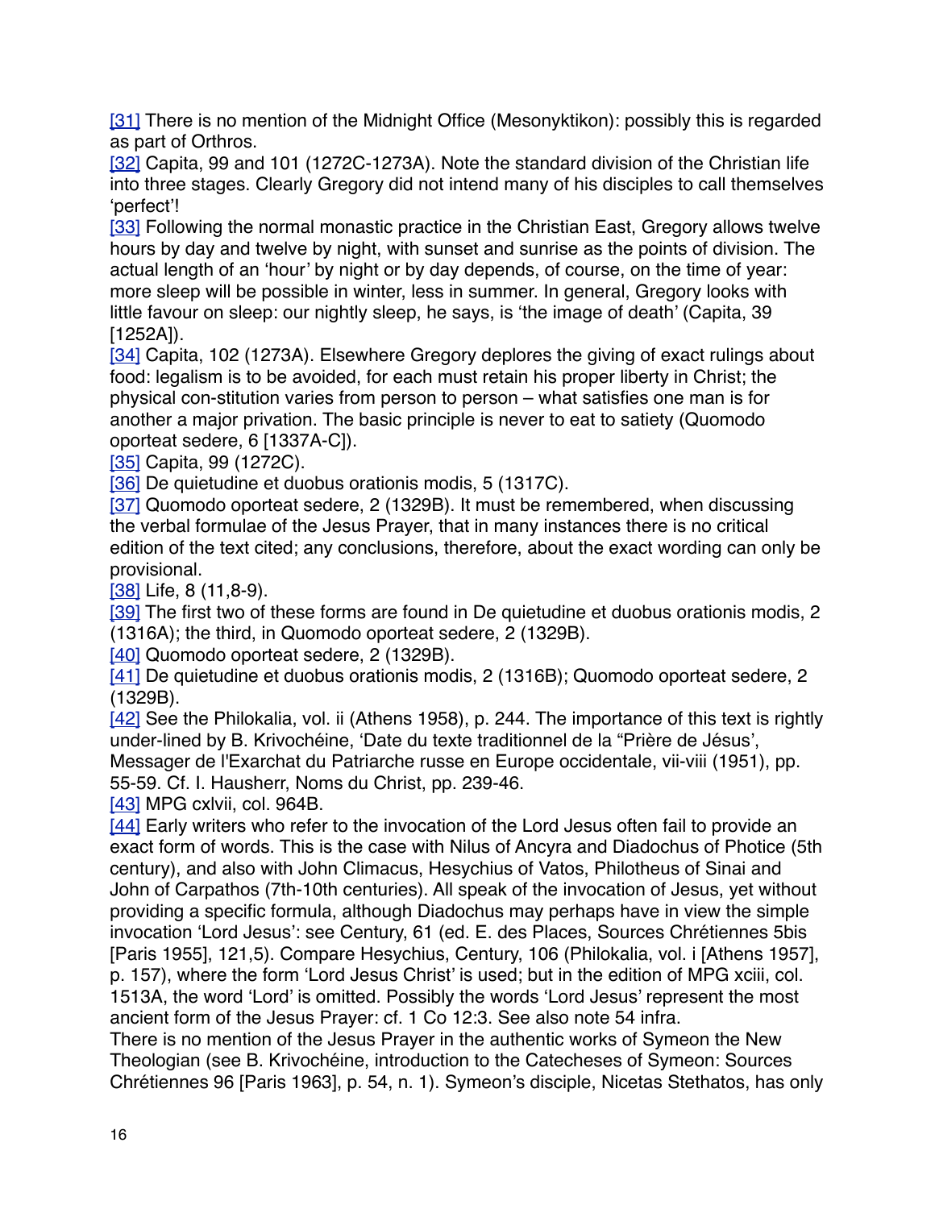[31] There is no mention of the Midnight Office (Mesonyktikon): possibly this is regarded as part of Orthros.

[32] Capita, 99 and 101 (1272C-1273A). Note the standard division of the Christian life into three stages. Clearly Gregory did not intend many of his disciples to call themselves 'perfect'!

[33] Following the normal monastic practice in the Christian East, Gregory allows twelve hours by day and twelve by night, with sunset and sunrise as the points of division. The actual length of an 'hour' by night or by day depends, of course, on the time of year: more sleep will be possible in winter, less in summer. In general, Gregory looks with little favour on sleep: our nightly sleep, he says, is 'the image of death' (Capita, 39 [1252A]).

[34] Capita, 102 (1273A). Elsewhere Gregory deplores the giving of exact rulings about food: legalism is to be avoided, for each must retain his proper liberty in Christ; the physical con-stitution varies from person to person – what satisfies one man is for another a major privation. The basic principle is never to eat to satiety (Quomodo oporteat sedere, 6 [1337A-C]).

[35] Capita, 99 (1272C).

[36] De quietudine et duobus orationis modis, 5 (1317C).

[37] Quomodo oporteat sedere, 2 (1329B). It must be remembered, when discussing the verbal formulae of the Jesus Prayer, that in many instances there is no critical edition of the text cited; any conclusions, therefore, about the exact wording can only be provisional.

[38] Life, 8 (11,8-9).

[39] The first two of these forms are found in De quietudine et duobus orationis modis, 2 (1316A); the third, in Quomodo oporteat sedere, 2 (1329B).

[40] Quomodo oporteat sedere, 2 (1329B).

[41] De quietudine et duobus orationis modis, 2 (1316B); Quomodo oporteat sedere, 2 (1329B).

[42] See the Philokalia, vol. ii (Athens 1958), p. 244. The importance of this text is rightly under-lined by B. Krivochéine, 'Date du texte traditionnel de la "Prière de Jésus', Messager de l'Exarchat du Patriarche russe en Europe occidentale, vii-viii (1951), pp. 55-59. Cf. I. Hausherr, Noms du Christ, pp. 239-46.

[43] MPG cxlvii, col. 964B.

[44] Early writers who refer to the invocation of the Lord Jesus often fail to provide an exact form of words. This is the case with Nilus of Ancyra and Diadochus of Photice (5th century), and also with John Climacus, Hesychius of Vatos, Philotheus of Sinai and John of Carpathos (7th-10th centuries). All speak of the invocation of Jesus, yet without providing a specific formula, although Diadochus may perhaps have in view the simple invocation 'Lord Jesus': see Century, 61 (ed. E. des Places, Sources Chrétiennes 5bis [Paris 1955], 121,5). Compare Hesychius, Century, 106 (Philokalia, vol. i [Athens 1957], p. 157), where the form 'Lord Jesus Christ' is used; but in the edition of MPG xciii, col. 1513A, the word 'Lord' is omitted. Possibly the words 'Lord Jesus' represent the most ancient form of the Jesus Prayer: cf. 1 Co 12:3. See also note 54 infra.

There is no mention of the Jesus Prayer in the authentic works of Symeon the New Theologian (see B. Krivochéine, introduction to the Catecheses of Symeon: Sources Chrétiennes 96 [Paris 1963], p. 54, n. 1). Symeon's disciple, Nicetas Stethatos, has only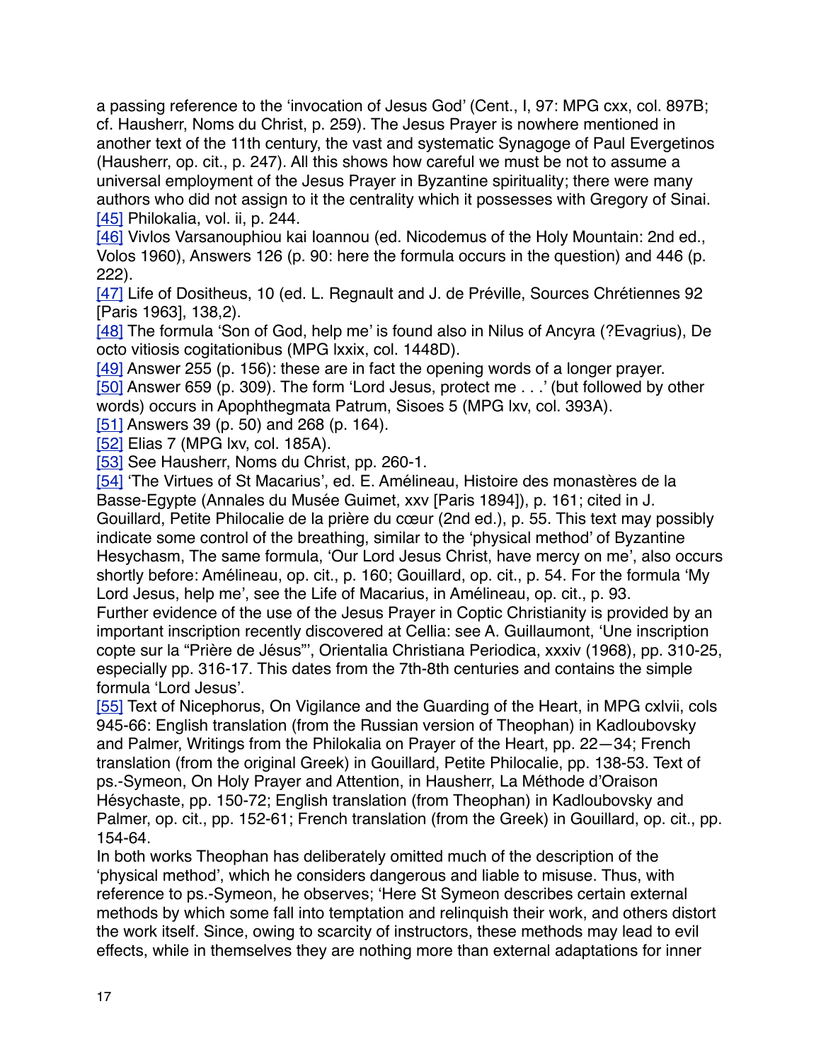a passing reference to the 'invocation of Jesus God' (Cent., I, 97: MPG cxx, col. 897B; cf. Hausherr, Noms du Christ, p. 259). The Jesus Prayer is nowhere mentioned in another text of the 11th century, the vast and systematic Synagoge of Paul Evergetinos (Hausherr, op. cit., p. 247). All this shows how careful we must be not to assume a universal employment of the Jesus Prayer in Byzantine spirituality; there were many authors who did not assign to it the centrality which it possesses with Gregory of Sinai.

[45] Philokalia, vol. ii, p. 244.

[46] Vivlos Varsanouphiou kai Ioannou (ed. Nicodemus of the Holy Mountain: 2nd ed., Volos 1960), Answers 126 (p. 90: here the formula occurs in the question) and 446 (p. 222).

[47] Life of Dositheus, 10 (ed. L. Regnault and J. de Préville, Sources Chrétiennes 92 [Paris 1963], 138,2).

[48] The formula 'Son of God, help me' is found also in Nilus of Ancyra (?Evagrius), De octo vitiosis cogitationibus (MPG lxxix, col. 1448D).

[49] Answer 255 (p. 156): these are in fact the opening words of a longer prayer.

[50] Answer 659 (p. 309). The form 'Lord Jesus, protect me . . .' (but followed by other words) occurs in Apophthegmata Patrum, Sisoes 5 (MPG lxv, col. 393A).

[51] Answers 39 (p. 50) and 268 (p. 164).

[52] Elias 7 (MPG lxv, col. 185A).

[53] See Hausherr, Noms du Christ, pp. 260-1.

[54] 'The Virtues of St Macarius', ed. E. Amélineau, Histoire des monastères de la Basse-Egypte (Annales du Musée Guimet, xxv [Paris 1894]), p. 161; cited in J. Gouillard, Petite Philocalie de la prière du cœur (2nd ed.), p. 55. This text may possibly indicate some control of the breathing, similar to the 'physical method' of Byzantine Hesychasm, The same formula, 'Our Lord Jesus Christ, have mercy on me', also occurs shortly before: Amélineau, op. cit., p. 160; Gouillard, op. cit., p. 54. For the formula 'My Lord Jesus, help me', see the Life of Macarius, in Amélineau, op. cit., p. 93.

Further evidence of the use of the Jesus Prayer in Coptic Christianity is provided by an important inscription recently discovered at Cellia: see A. Guillaumont, 'Une inscription copte sur la "Prière de Jésus"', Orientalia Christiana Periodica, xxxiv (1968), pp. 310-25, especially pp. 316-17. This dates from the 7th-8th centuries and contains the simple formula 'Lord Jesus'.

[55] Text of Nicephorus, On Vigilance and the Guarding of the Heart, in MPG cxlvii, cols 945-66: English translation (from the Russian version of Theophan) in Kadloubovsky and Palmer, Writings from the Philokalia on Prayer of the Heart, pp. 22—34; French translation (from the original Greek) in Gouillard, Petite Philocalie, pp. 138-53. Text of ps.-Symeon, On Holy Prayer and Attention, in Hausherr, La Méthode d'Oraison Hésychaste, pp. 150-72; English translation (from Theophan) in Kadloubovsky and Palmer, op. cit., pp. 152-61; French translation (from the Greek) in Gouillard, op. cit., pp. 154-64.

In both works Theophan has deliberately omitted much of the description of the 'physical method', which he considers dangerous and liable to misuse. Thus, with reference to ps.-Symeon, he observes; 'Here St Symeon describes certain external methods by which some fall into temptation and relinquish their work, and others distort the work itself. Since, owing to scarcity of instructors, these methods may lead to evil effects, while in themselves they are nothing more than external adaptations for inner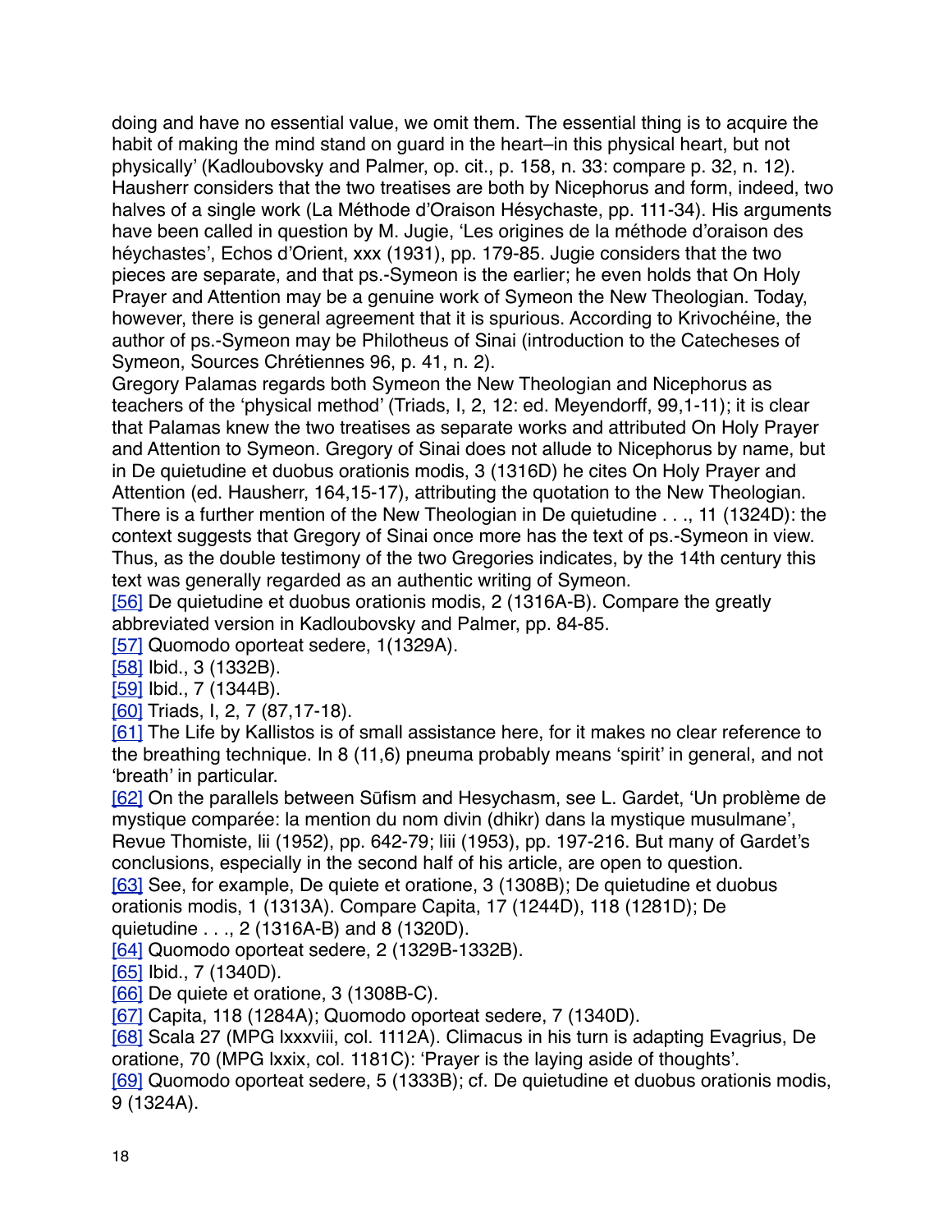doing and have no essential value, we omit them. The essential thing is to acquire the habit of making the mind stand on guard in the heart–in this physical heart, but not physically' (Kadloubovsky and Palmer, op. cit., p. 158, n. 33: compare p. 32, n. 12). Hausherr considers that the two treatises are both by Nicephorus and form, indeed, two halves of a single work (La Méthode d'Oraison Hésychaste, pp. 111-34). His arguments have been called in question by M. Jugie, 'Les origines de la méthode d'oraison des héychastes', Echos d'Orient, xxx (1931), pp. 179-85. Jugie considers that the two pieces are separate, and that ps.-Symeon is the earlier; he even holds that On Holy Prayer and Attention may be a genuine work of Symeon the New Theologian. Today, however, there is general agreement that it is spurious. According to Krivochéine, the author of ps.-Symeon may be Philotheus of Sinai (introduction to the Catecheses of Symeon, Sources Chrétiennes 96, p. 41, n. 2).

Gregory Palamas regards both Symeon the New Theologian and Nicephorus as teachers of the 'physical method' (Triads, I, 2, 12: ed. Meyendorff, 99,1-11); it is clear that Palamas knew the two treatises as separate works and attributed On Holy Prayer and Attention to Symeon. Gregory of Sinai does not allude to Nicephorus by name, but in De quietudine et duobus orationis modis, 3 (1316D) he cites On Holy Prayer and Attention (ed. Hausherr, 164,15-17), attributing the quotation to the New Theologian. There is a further mention of the New Theologian in De quietudine . . ., 11 (1324D): the context suggests that Gregory of Sinai once more has the text of ps.-Symeon in view. Thus, as the double testimony of the two Gregories indicates, by the 14th century this text was generally regarded as an authentic writing of Symeon.

[56] De quietudine et duobus orationis modis, 2 (1316A-B). Compare the greatly abbreviated version in Kadloubovsky and Palmer, pp. 84-85.

[57] Quomodo oporteat sedere, 1(1329A).

[58] Ibid., 3 (1332B).

[59] Ibid., 7 (1344B).

[60] Triads, I, 2, 7 (87,17-18).

[61] The Life by Kallistos is of small assistance here, for it makes no clear reference to the breathing technique. In 8 (11,6) pneuma probably means 'spirit' in general, and not 'breath' in particular.

[62] On the parallels between Sūfism and Hesychasm, see L. Gardet, 'Un problème de mystique comparée: la mention du nom divin (dhikr) dans la mystique musulmane', Revue Thomiste, lii (1952), pp. 642-79; liii (1953), pp. 197-216. But many of Gardet's conclusions, especially in the second half of his article, are open to question.

[63] See, for example, De quiete et oratione, 3 (1308B); De quietudine et duobus orationis modis, 1 (1313A). Compare Capita, 17 (1244D), 118 (1281D); De quietudine . . ., 2 (1316A-B) and 8 (1320D).

[64] Quomodo oporteat sedere, 2 (1329B-1332B).

[65] Ibid., 7 (1340D).

[66] De quiete et oratione, 3 (1308B-C).

[67] Capita, 118 (1284A); Quomodo oporteat sedere, 7 (1340D).

[68] Scala 27 (MPG lxxxviii, col. 1112A). Climacus in his turn is adapting Evagrius, De oratione, 70 (MPG lxxix, col. 1181C): 'Prayer is the laying aside of thoughts'.

[69] Quomodo oporteat sedere, 5 (1333B); cf. De quietudine et duobus orationis modis, 9 (1324A).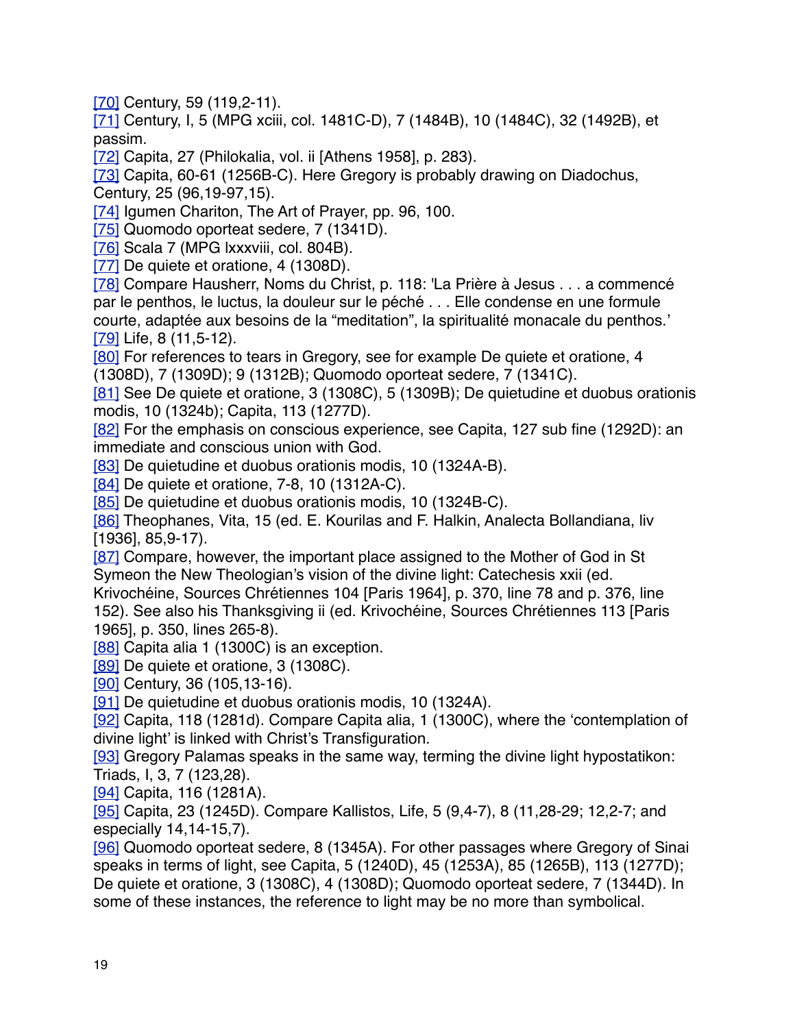[70] Century, 59 (119,2-11).
[71] Century, I, 5 (MPG xciii, col. 1481C-D), 7 (1484B), 10 (1484C), 32 (1492B), et passim.
[72] Capita, 27 (Philokalia, vol. ii [Athens 1958], p. 283).
[73] Capita, 60-61 (1256B-C). Here Gregory is probably drawing on Diadochus, Century, 25 (96,19-97,15).
[74] Igumen Chariton, The Art of Prayer, pp. 96, 100.
[75] Quomodo oporteat sedere, 7 (1341D).
[76] Scala 7 (MPG lxxxviii, col. 804B).
[77] De quiete et oratione, 4 (1308D).
[78] Compare Hausherr, Noms du Christ, p. 118: 'La Prière à Jesus . . . a commencé par le penthos, le luctus, la douleur sur le péché . . . Elle condense en une formule courte, adaptée aux besoins de la “meditation”, la spiritualité monacale du penthos.'
[79] Life, 8 (11,5-12).
[80] For references to tears in Gregory, see for example De quiete et oratione, 4 (1308D), 7 (1309D); 9 (1312B); Quomodo oporteat sedere, 7 (1341C).
[81] See De quiete et oratione, 3 (1308C), 5 (1309B); De quietudine et duobus orationis modis, 10 (1324b); Capita, 113 (1277D).
[82] For the emphasis on conscious experience, see Capita, 127 sub fine (1292D): an immediate and conscious union with God.
[83] De quietudine et duobus orationis modis, 10 (1324A-B).
[84] De quiete et oratione, 7-8, 10 (1312A-C).
[85] De quietudine et duobus orationis modis, 10 (1324B-C).
[86] Theophanes, Vita, 15 (ed. E. Kourilas and F. Halkin, Analecta Bollandiana, liv [1936], 85,9-17).
[87] Compare, however, the important place assigned to the Mother of God in St Symeon the New Theologian’s vision of the divine light: Catechesis xxii (ed. Krivochéine, Sources Chrétiennes 104 [Paris 1964], p. 370, line 78 and p. 376, line 152). See also his Thanksgiving ii (ed. Krivochéine, Sources Chrétiennes 113 [Paris 1965], p. 350, lines 265-8).
[88] Capita alia 1 (1300C) is an exception.
[89] De quiete et oratione, 3 (1308C).
[90] Century, 36 (105,13-16).
[91] De quietudine et duobus orationis modis, 10 (1324A).
[92] Capita, 118 (1281d). Compare Capita alia, 1 (1300C), where the ‘contemplation of divine light’ is linked with Christ’s Transfiguration.
[93] Gregory Palamas speaks in the same way, terming the divine light hypostatikon: Triads, I, 3, 7 (123,28).
[94] Capita, 116 (1281A).
[95] Capita, 23 (1245D). Compare Kallistos, Life, 5 (9,4-7), 8 (11,28-29; 12,2-7; and especially 14,14-15,7).
[96] Quomodo oporteat sedere, 8 (1345A). For other passages where Gregory of Sinai speaks in terms of light, see Capita, 5 (1240D), 45 (1253A), 85 (1265B), 113 (1277D); De quiete et oratione, 3 (1308C), 4 (1308D); Quomodo oporteat sedere, 7 (1344D). In some of these instances, the reference to light may be no more than symbolical.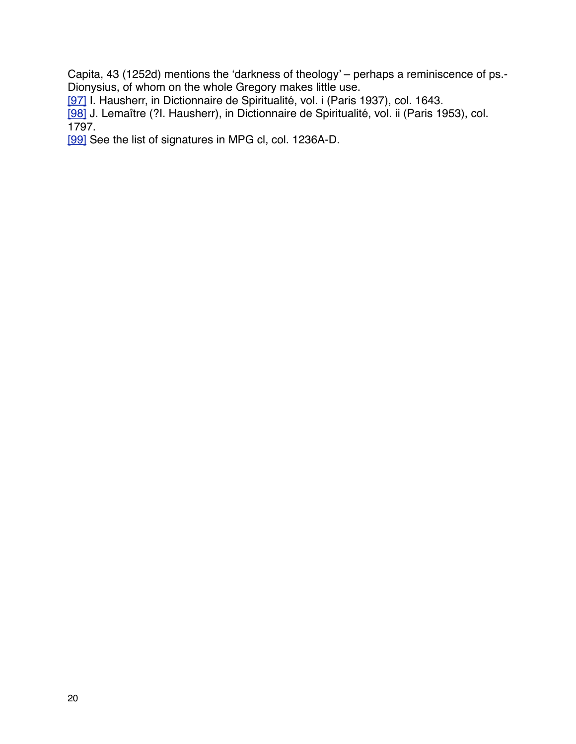Capita, 43 (1252d) mentions the 'darkness of theology' – perhaps a reminiscence of ps.-Dionysius, of whom on the whole Gregory makes little use.

[97] I. Hausherr, in Dictionnaire de Spiritualité, vol. i (Paris 1937), col. 1643.

[98] J. Lemaître (?I. Hausherr), in Dictionnaire de Spiritualité, vol. ii (Paris 1953), col. 1797.

[99] See the list of signatures in MPG cl, col. 1236A-D.